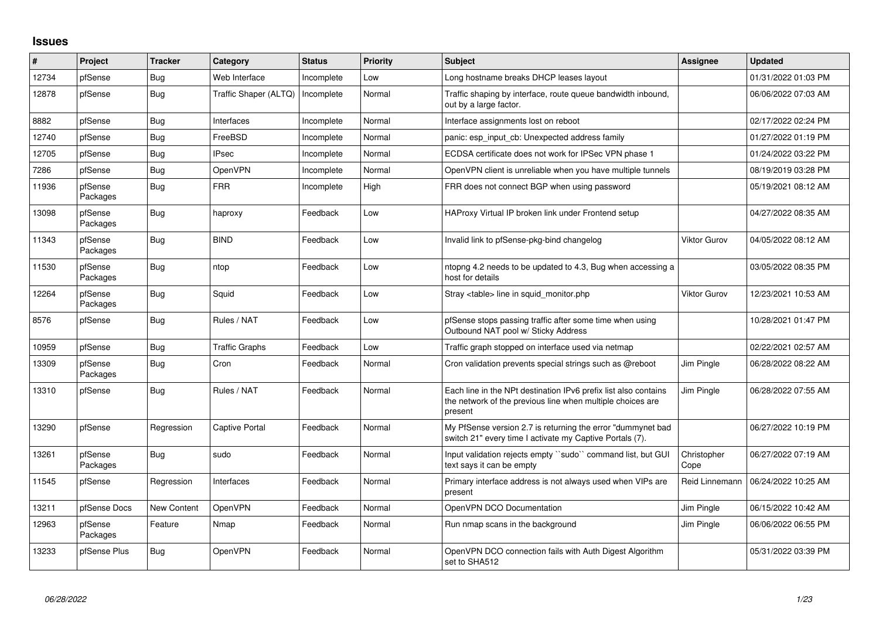## Issues

| # | Project | Tracker | Category | Status | Priority | Subject | Assignee | Updated |
|---|---|---|---|---|---|---|---|---|
| 12734 | pfSense | Bug | Web Interface | Incomplete | Low | Long hostname breaks DHCP leases layout | | 01/31/2022 01:03 PM |
| 12878 | pfSense | Bug | Traffic Shaper (ALTQ) | Incomplete | Normal | Traffic shaping by interface, route queue bandwidth inbound, out by a large factor. | | 06/06/2022 07:03 AM |
| 8882 | pfSense | Bug | Interfaces | Incomplete | Normal | Interface assignments lost on reboot | | 02/17/2022 02:24 PM |
| 12740 | pfSense | Bug | FreeBSD | Incomplete | Normal | panic: esp_input_cb: Unexpected address family | | 01/27/2022 01:19 PM |
| 12705 | pfSense | Bug | IPsec | Incomplete | Normal | ECDSA certificate does not work for IPSec VPN phase 1 | | 01/24/2022 03:22 PM |
| 7286 | pfSense | Bug | OpenVPN | Incomplete | Normal | OpenVPN client is unreliable when you have multiple tunnels | | 08/19/2019 03:28 PM |
| 11936 | pfSense Packages | Bug | FRR | Incomplete | High | FRR does not connect BGP when using password | | 05/19/2021 08:12 AM |
| 13098 | pfSense Packages | Bug | haproxy | Feedback | Low | HAProxy Virtual IP broken link under Frontend setup | | 04/27/2022 08:35 AM |
| 11343 | pfSense Packages | Bug | BIND | Feedback | Low | Invalid link to pfSense-pkg-bind changelog | Viktor Gurov | 04/05/2022 08:12 AM |
| 11530 | pfSense Packages | Bug | ntop | Feedback | Low | ntopng 4.2 needs to be updated to 4.3, Bug when accessing a host for details | | 03/05/2022 08:35 PM |
| 12264 | pfSense Packages | Bug | Squid | Feedback | Low | Stray <table> line in squid_monitor.php | Viktor Gurov | 12/23/2021 10:53 AM |
| 8576 | pfSense | Bug | Rules / NAT | Feedback | Low | pfSense stops passing traffic after some time when using Outbound NAT pool w/ Sticky Address | | 10/28/2021 01:47 PM |
| 10959 | pfSense | Bug | Traffic Graphs | Feedback | Low | Traffic graph stopped on interface used via netmap | | 02/22/2021 02:57 AM |
| 13309 | pfSense Packages | Bug | Cron | Feedback | Normal | Cron validation prevents special strings such as @reboot | Jim Pingle | 06/28/2022 08:22 AM |
| 13310 | pfSense | Bug | Rules / NAT | Feedback | Normal | Each line in the NPt destination IPv6 prefix list also contains the network of the previous line when multiple choices are present | Jim Pingle | 06/28/2022 07:55 AM |
| 13290 | pfSense | Regression | Captive Portal | Feedback | Normal | My PfSense version 2.7 is returning the error "dummynet bad switch 21" every time I activate my Captive Portals (7). | | 06/27/2022 10:19 PM |
| 13261 | pfSense Packages | Bug | sudo | Feedback | Normal | Input validation rejects empty ``sudo`` command list, but GUI text says it can be empty | Christopher Cope | 06/27/2022 07:19 AM |
| 11545 | pfSense | Regression | Interfaces | Feedback | Normal | Primary interface address is not always used when VIPs are present | Reid Linnemann | 06/24/2022 10:25 AM |
| 13211 | pfSense Docs | New Content | OpenVPN | Feedback | Normal | OpenVPN DCO Documentation | Jim Pingle | 06/15/2022 10:42 AM |
| 12963 | pfSense Packages | Feature | Nmap | Feedback | Normal | Run nmap scans in the background | Jim Pingle | 06/06/2022 06:55 PM |
| 13233 | pfSense Plus | Bug | OpenVPN | Feedback | Normal | OpenVPN DCO connection fails with Auth Digest Algorithm set to SHA512 | | 05/31/2022 03:39 PM |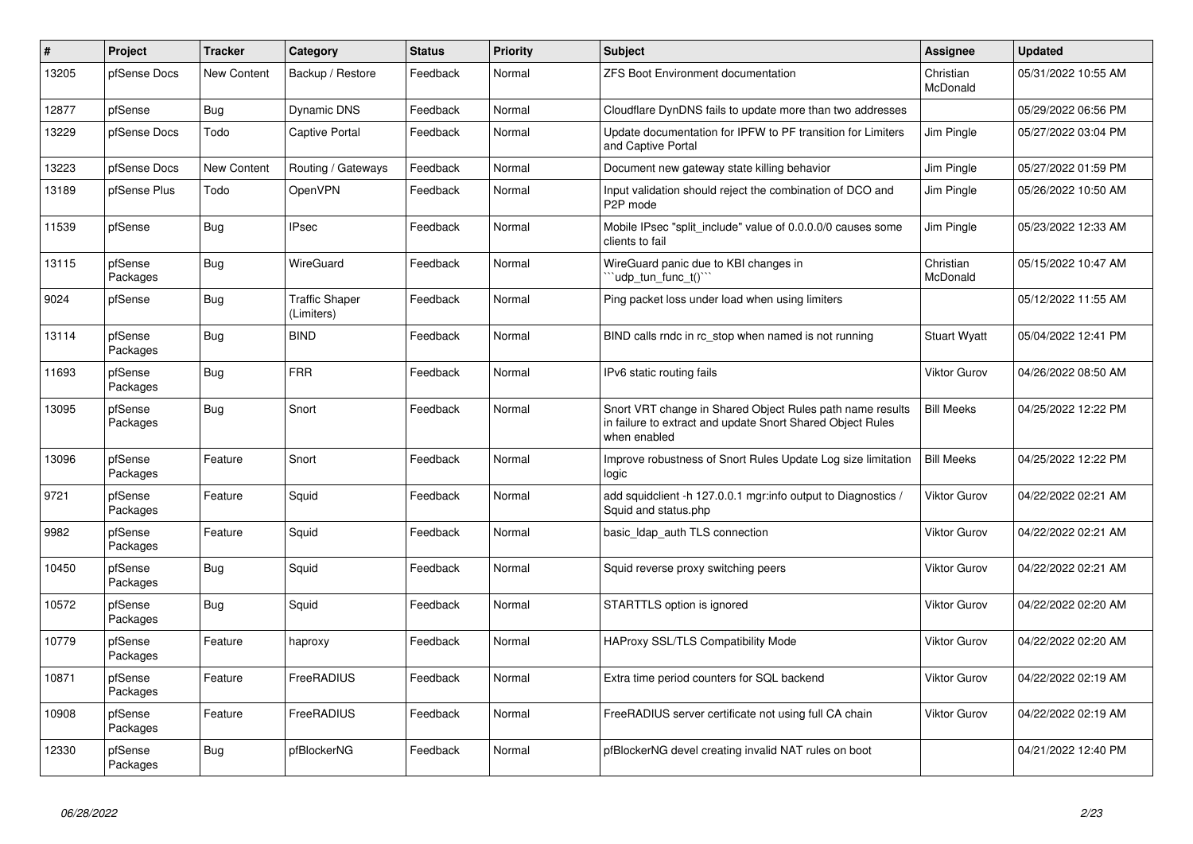| # | Project | Tracker | Category | Status | Priority | Subject | Assignee | Updated |
|---|---|---|---|---|---|---|---|---|
| 13205 | pfSense Docs | New Content | Backup / Restore | Feedback | Normal | ZFS Boot Environment documentation | Christian McDonald | 05/31/2022 10:55 AM |
| 12877 | pfSense | Bug | Dynamic DNS | Feedback | Normal | Cloudflare DynDNS fails to update more than two addresses | | 05/29/2022 06:56 PM |
| 13229 | pfSense Docs | Todo | Captive Portal | Feedback | Normal | Update documentation for IPFW to PF transition for Limiters and Captive Portal | Jim Pingle | 05/27/2022 03:04 PM |
| 13223 | pfSense Docs | New Content | Routing / Gateways | Feedback | Normal | Document new gateway state killing behavior | Jim Pingle | 05/27/2022 01:59 PM |
| 13189 | pfSense Plus | Todo | OpenVPN | Feedback | Normal | Input validation should reject the combination of DCO and P2P mode | Jim Pingle | 05/26/2022 10:50 AM |
| 11539 | pfSense | Bug | IPsec | Feedback | Normal | Mobile IPsec "split_include" value of 0.0.0.0/0 causes some clients to fail | Jim Pingle | 05/23/2022 12:33 AM |
| 13115 | pfSense Packages | Bug | WireGuard | Feedback | Normal | WireGuard panic due to KBI changes in ```udp_tun_func_t()``` | Christian McDonald | 05/15/2022 10:47 AM |
| 9024 | pfSense | Bug | Traffic Shaper (Limiters) | Feedback | Normal | Ping packet loss under load when using limiters | | 05/12/2022 11:55 AM |
| 13114 | pfSense Packages | Bug | BIND | Feedback | Normal | BIND calls rndc in rc_stop when named is not running | Stuart Wyatt | 05/04/2022 12:41 PM |
| 11693 | pfSense Packages | Bug | FRR | Feedback | Normal | IPv6 static routing fails | Viktor Gurov | 04/26/2022 08:50 AM |
| 13095 | pfSense Packages | Bug | Snort | Feedback | Normal | Snort VRT change in Shared Object Rules path name results in failure to extract and update Snort Shared Object Rules when enabled | Bill Meeks | 04/25/2022 12:22 PM |
| 13096 | pfSense Packages | Feature | Snort | Feedback | Normal | Improve robustness of Snort Rules Update Log size limitation logic | Bill Meeks | 04/25/2022 12:22 PM |
| 9721 | pfSense Packages | Feature | Squid | Feedback | Normal | add squidclient -h 127.0.0.1 mgr:info output to Diagnostics / Squid and status.php | Viktor Gurov | 04/22/2022 02:21 AM |
| 9982 | pfSense Packages | Feature | Squid | Feedback | Normal | basic_ldap_auth TLS connection | Viktor Gurov | 04/22/2022 02:21 AM |
| 10450 | pfSense Packages | Bug | Squid | Feedback | Normal | Squid reverse proxy switching peers | Viktor Gurov | 04/22/2022 02:21 AM |
| 10572 | pfSense Packages | Bug | Squid | Feedback | Normal | STARTTLS option is ignored | Viktor Gurov | 04/22/2022 02:20 AM |
| 10779 | pfSense Packages | Feature | haproxy | Feedback | Normal | HAProxy SSL/TLS Compatibility Mode | Viktor Gurov | 04/22/2022 02:20 AM |
| 10871 | pfSense Packages | Feature | FreeRADIUS | Feedback | Normal | Extra time period counters for SQL backend | Viktor Gurov | 04/22/2022 02:19 AM |
| 10908 | pfSense Packages | Feature | FreeRADIUS | Feedback | Normal | FreeRADIUS server certificate not using full CA chain | Viktor Gurov | 04/22/2022 02:19 AM |
| 12330 | pfSense Packages | Bug | pfBlockerNG | Feedback | Normal | pfBlockerNG devel creating invalid NAT rules on boot | | 04/21/2022 12:40 PM |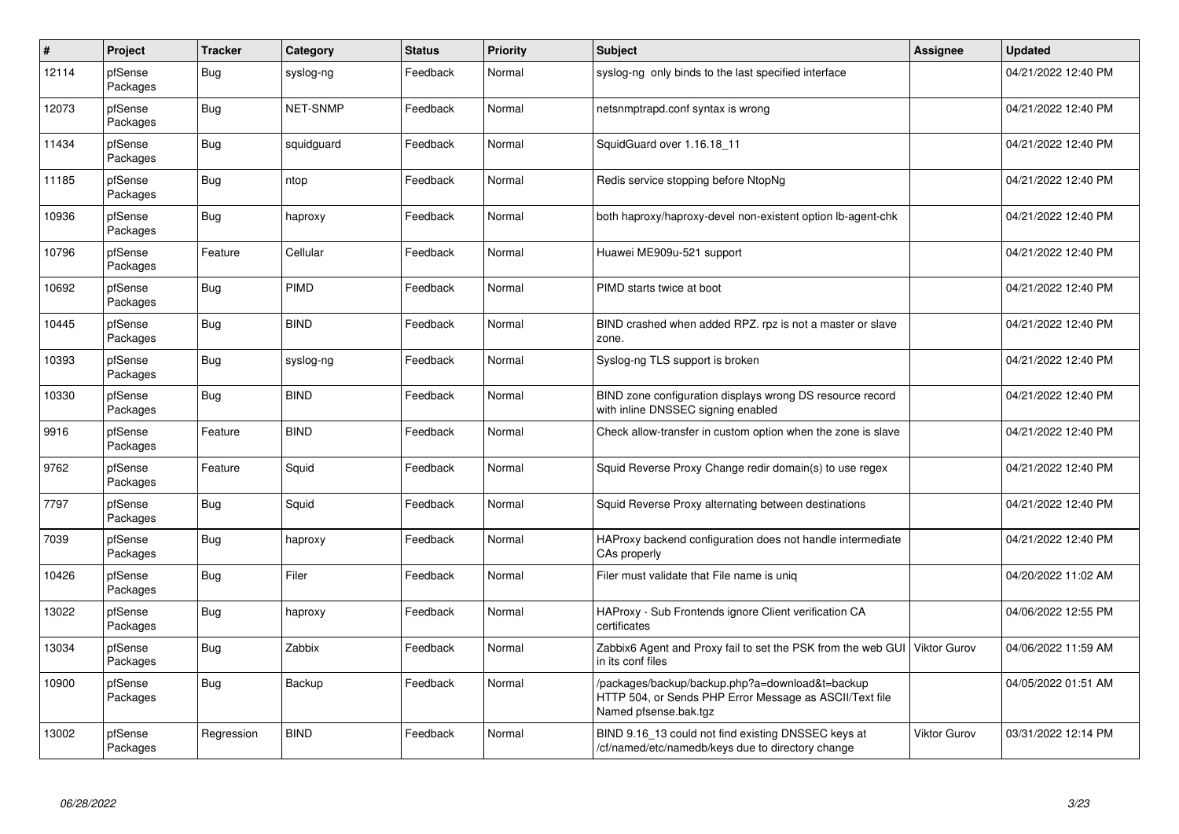| # | Project | Tracker | Category | Status | Priority | Subject | Assignee | Updated |
|---|---|---|---|---|---|---|---|---|
| 12114 | pfSense Packages | Bug | syslog-ng | Feedback | Normal | syslog-ng only binds to the last specified interface | | 04/21/2022 12:40 PM |
| 12073 | pfSense Packages | Bug | NET-SNMP | Feedback | Normal | netsnmptrapd.conf syntax is wrong | | 04/21/2022 12:40 PM |
| 11434 | pfSense Packages | Bug | squidguard | Feedback | Normal | SquidGuard over 1.16.18_11 | | 04/21/2022 12:40 PM |
| 11185 | pfSense Packages | Bug | ntop | Feedback | Normal | Redis service stopping before NtopNg | | 04/21/2022 12:40 PM |
| 10936 | pfSense Packages | Bug | haproxy | Feedback | Normal | both haproxy/haproxy-devel non-existent option lb-agent-chk | | 04/21/2022 12:40 PM |
| 10796 | pfSense Packages | Feature | Cellular | Feedback | Normal | Huawei ME909u-521 support | | 04/21/2022 12:40 PM |
| 10692 | pfSense Packages | Bug | PIMD | Feedback | Normal | PIMD starts twice at boot | | 04/21/2022 12:40 PM |
| 10445 | pfSense Packages | Bug | BIND | Feedback | Normal | BIND crashed when added RPZ. rpz is not a master or slave zone. | | 04/21/2022 12:40 PM |
| 10393 | pfSense Packages | Bug | syslog-ng | Feedback | Normal | Syslog-ng TLS support is broken | | 04/21/2022 12:40 PM |
| 10330 | pfSense Packages | Bug | BIND | Feedback | Normal | BIND zone configuration displays wrong DS resource record with inline DNSSEC signing enabled | | 04/21/2022 12:40 PM |
| 9916 | pfSense Packages | Feature | BIND | Feedback | Normal | Check allow-transfer in custom option when the zone is slave | | 04/21/2022 12:40 PM |
| 9762 | pfSense Packages | Feature | Squid | Feedback | Normal | Squid Reverse Proxy Change redir domain(s) to use regex | | 04/21/2022 12:40 PM |
| 7797 | pfSense Packages | Bug | Squid | Feedback | Normal | Squid Reverse Proxy alternating between destinations | | 04/21/2022 12:40 PM |
| 7039 | pfSense Packages | Bug | haproxy | Feedback | Normal | HAProxy backend configuration does not handle intermediate CAs properly | | 04/21/2022 12:40 PM |
| 10426 | pfSense Packages | Bug | Filer | Feedback | Normal | Filer must validate that File name is uniq | | 04/20/2022 11:02 AM |
| 13022 | pfSense Packages | Bug | haproxy | Feedback | Normal | HAProxy - Sub Frontends ignore Client verification CA certificates | | 04/06/2022 12:55 PM |
| 13034 | pfSense Packages | Bug | Zabbix | Feedback | Normal | Zabbix6 Agent and Proxy fail to set the PSK from the web GUI in its conf files | Viktor Gurov | 04/06/2022 11:59 AM |
| 10900 | pfSense Packages | Bug | Backup | Feedback | Normal | /packages/backup/backup.php?a=download&t=backup HTTP 504, or Sends PHP Error Message as ASCII/Text file Named pfsense.bak.tgz | | 04/05/2022 01:51 AM |
| 13002 | pfSense Packages | Regression | BIND | Feedback | Normal | BIND 9.16_13 could not find existing DNSSEC keys at /cf/named/etc/namedb/keys due to directory change | Viktor Gurov | 03/31/2022 12:14 PM |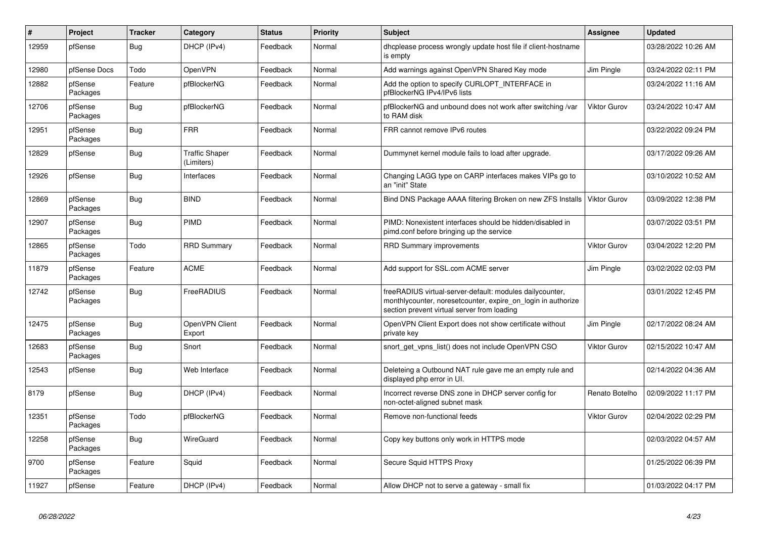| # | Project | Tracker | Category | Status | Priority | Subject | Assignee | Updated |
|---|---|---|---|---|---|---|---|---|
| 12959 | pfSense | Bug | DHCP (IPv4) | Feedback | Normal | dhcplease process wrongly update host file if client-hostname is empty | | 03/28/2022 10:26 AM |
| 12980 | pfSense Docs | Todo | OpenVPN | Feedback | Normal | Add warnings against OpenVPN Shared Key mode | Jim Pingle | 03/24/2022 02:11 PM |
| 12882 | pfSense Packages | Feature | pfBlockerNG | Feedback | Normal | Add the option to specify CURLOPT_INTERFACE in pfBlockerNG IPv4/IPv6 lists | | 03/24/2022 11:16 AM |
| 12706 | pfSense Packages | Bug | pfBlockerNG | Feedback | Normal | pfBlockerNG and unbound does not work after switching /var to RAM disk | Viktor Gurov | 03/24/2022 10:47 AM |
| 12951 | pfSense Packages | Bug | FRR | Feedback | Normal | FRR cannot remove IPv6 routes | | 03/22/2022 09:24 PM |
| 12829 | pfSense | Bug | Traffic Shaper (Limiters) | Feedback | Normal | Dummynet kernel module fails to load after upgrade. | | 03/17/2022 09:26 AM |
| 12926 | pfSense | Bug | Interfaces | Feedback | Normal | Changing LAGG type on CARP interfaces makes VIPs go to an "init" State | | 03/10/2022 10:52 AM |
| 12869 | pfSense Packages | Bug | BIND | Feedback | Normal | Bind DNS Package AAAA filtering Broken on new ZFS Installs | Viktor Gurov | 03/09/2022 12:38 PM |
| 12907 | pfSense Packages | Bug | PIMD | Feedback | Normal | PIMD: Nonexistent interfaces should be hidden/disabled in pimd.conf before bringing up the service | | 03/07/2022 03:51 PM |
| 12865 | pfSense Packages | Todo | RRD Summary | Feedback | Normal | RRD Summary improvements | Viktor Gurov | 03/04/2022 12:20 PM |
| 11879 | pfSense Packages | Feature | ACME | Feedback | Normal | Add support for SSL.com ACME server | Jim Pingle | 03/02/2022 02:03 PM |
| 12742 | pfSense Packages | Bug | FreeRADIUS | Feedback | Normal | freeRADIUS virtual-server-default: modules dailycounter, monthlycounter, noresetcounter, expire_on_login in authorize section prevent virtual server from loading | | 03/01/2022 12:45 PM |
| 12475 | pfSense Packages | Bug | OpenVPN Client Export | Feedback | Normal | OpenVPN Client Export does not show certificate without private key | Jim Pingle | 02/17/2022 08:24 AM |
| 12683 | pfSense Packages | Bug | Snort | Feedback | Normal | snort_get_vpns_list() does not include OpenVPN CSO | Viktor Gurov | 02/15/2022 10:47 AM |
| 12543 | pfSense | Bug | Web Interface | Feedback | Normal | Deleteing a Outbound NAT rule gave me an empty rule and displayed php error in UI. | | 02/14/2022 04:36 AM |
| 8179 | pfSense | Bug | DHCP (IPv4) | Feedback | Normal | Incorrect reverse DNS zone in DHCP server config for non-octet-aligned subnet mask | Renato Botelho | 02/09/2022 11:17 PM |
| 12351 | pfSense Packages | Todo | pfBlockerNG | Feedback | Normal | Remove non-functional feeds | Viktor Gurov | 02/04/2022 02:29 PM |
| 12258 | pfSense Packages | Bug | WireGuard | Feedback | Normal | Copy key buttons only work in HTTPS mode | | 02/03/2022 04:57 AM |
| 9700 | pfSense Packages | Feature | Squid | Feedback | Normal | Secure Squid HTTPS Proxy | | 01/25/2022 06:39 PM |
| 11927 | pfSense | Feature | DHCP (IPv4) | Feedback | Normal | Allow DHCP not to serve a gateway - small fix | | 01/03/2022 04:17 PM |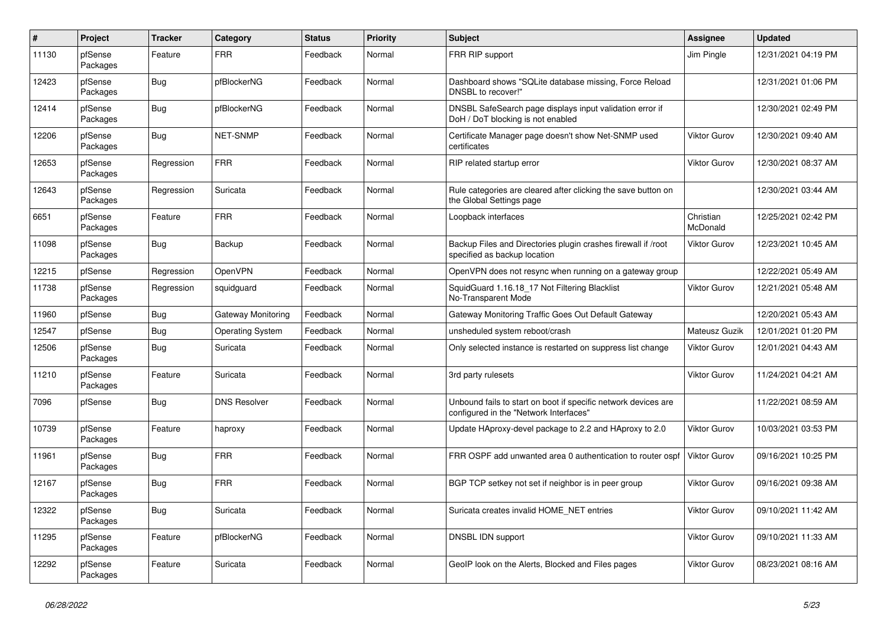| # | Project | Tracker | Category | Status | Priority | Subject | Assignee | Updated |
|---|---|---|---|---|---|---|---|---|
| 11130 | pfSense Packages | Feature | FRR | Feedback | Normal | FRR RIP support | Jim Pingle | 12/31/2021 04:19 PM |
| 12423 | pfSense Packages | Bug | pfBlockerNG | Feedback | Normal | Dashboard shows "SQLite database missing, Force Reload DNSBL to recover!" | | 12/31/2021 01:06 PM |
| 12414 | pfSense Packages | Bug | pfBlockerNG | Feedback | Normal | DNSBL SafeSearch page displays input validation error if DoH / DoT blocking is not enabled | | 12/30/2021 02:49 PM |
| 12206 | pfSense Packages | Bug | NET-SNMP | Feedback | Normal | Certificate Manager page doesn't show Net-SNMP used certificates | Viktor Gurov | 12/30/2021 09:40 AM |
| 12653 | pfSense Packages | Regression | FRR | Feedback | Normal | RIP related startup error | Viktor Gurov | 12/30/2021 08:37 AM |
| 12643 | pfSense Packages | Regression | Suricata | Feedback | Normal | Rule categories are cleared after clicking the save button on the Global Settings page | | 12/30/2021 03:44 AM |
| 6651 | pfSense Packages | Feature | FRR | Feedback | Normal | Loopback interfaces | Christian McDonald | 12/25/2021 02:42 PM |
| 11098 | pfSense Packages | Bug | Backup | Feedback | Normal | Backup Files and Directories plugin crashes firewall if /root specified as backup location | Viktor Gurov | 12/23/2021 10:45 AM |
| 12215 | pfSense | Regression | OpenVPN | Feedback | Normal | OpenVPN does not resync when running on a gateway group | | 12/22/2021 05:49 AM |
| 11738 | pfSense Packages | Regression | squidguard | Feedback | Normal | SquidGuard 1.16.18_17 Not Filtering Blacklist No-Transparent Mode | Viktor Gurov | 12/21/2021 05:48 AM |
| 11960 | pfSense | Bug | Gateway Monitoring | Feedback | Normal | Gateway Monitoring Traffic Goes Out Default Gateway | | 12/20/2021 05:43 AM |
| 12547 | pfSense | Bug | Operating System | Feedback | Normal | unsheduled system reboot/crash | Mateusz Guzik | 12/01/2021 01:20 PM |
| 12506 | pfSense Packages | Bug | Suricata | Feedback | Normal | Only selected instance is restarted on suppress list change | Viktor Gurov | 12/01/2021 04:43 AM |
| 11210 | pfSense Packages | Feature | Suricata | Feedback | Normal | 3rd party rulesets | Viktor Gurov | 11/24/2021 04:21 AM |
| 7096 | pfSense | Bug | DNS Resolver | Feedback | Normal | Unbound fails to start on boot if specific network devices are configured in the "Network Interfaces" | | 11/22/2021 08:59 AM |
| 10739 | pfSense Packages | Feature | haproxy | Feedback | Normal | Update HAproxy-devel package to 2.2 and HAproxy to 2.0 | Viktor Gurov | 10/03/2021 03:53 PM |
| 11961 | pfSense Packages | Bug | FRR | Feedback | Normal | FRR OSPF add unwanted area 0 authentication to router ospf | Viktor Gurov | 09/16/2021 10:25 PM |
| 12167 | pfSense Packages | Bug | FRR | Feedback | Normal | BGP TCP setkey not set if neighbor is in peer group | Viktor Gurov | 09/16/2021 09:38 AM |
| 12322 | pfSense Packages | Bug | Suricata | Feedback | Normal | Suricata creates invalid HOME_NET entries | Viktor Gurov | 09/10/2021 11:42 AM |
| 11295 | pfSense Packages | Feature | pfBlockerNG | Feedback | Normal | DNSBL IDN support | Viktor Gurov | 09/10/2021 11:33 AM |
| 12292 | pfSense Packages | Feature | Suricata | Feedback | Normal | GeoIP look on the Alerts, Blocked and Files pages | Viktor Gurov | 08/23/2021 08:16 AM |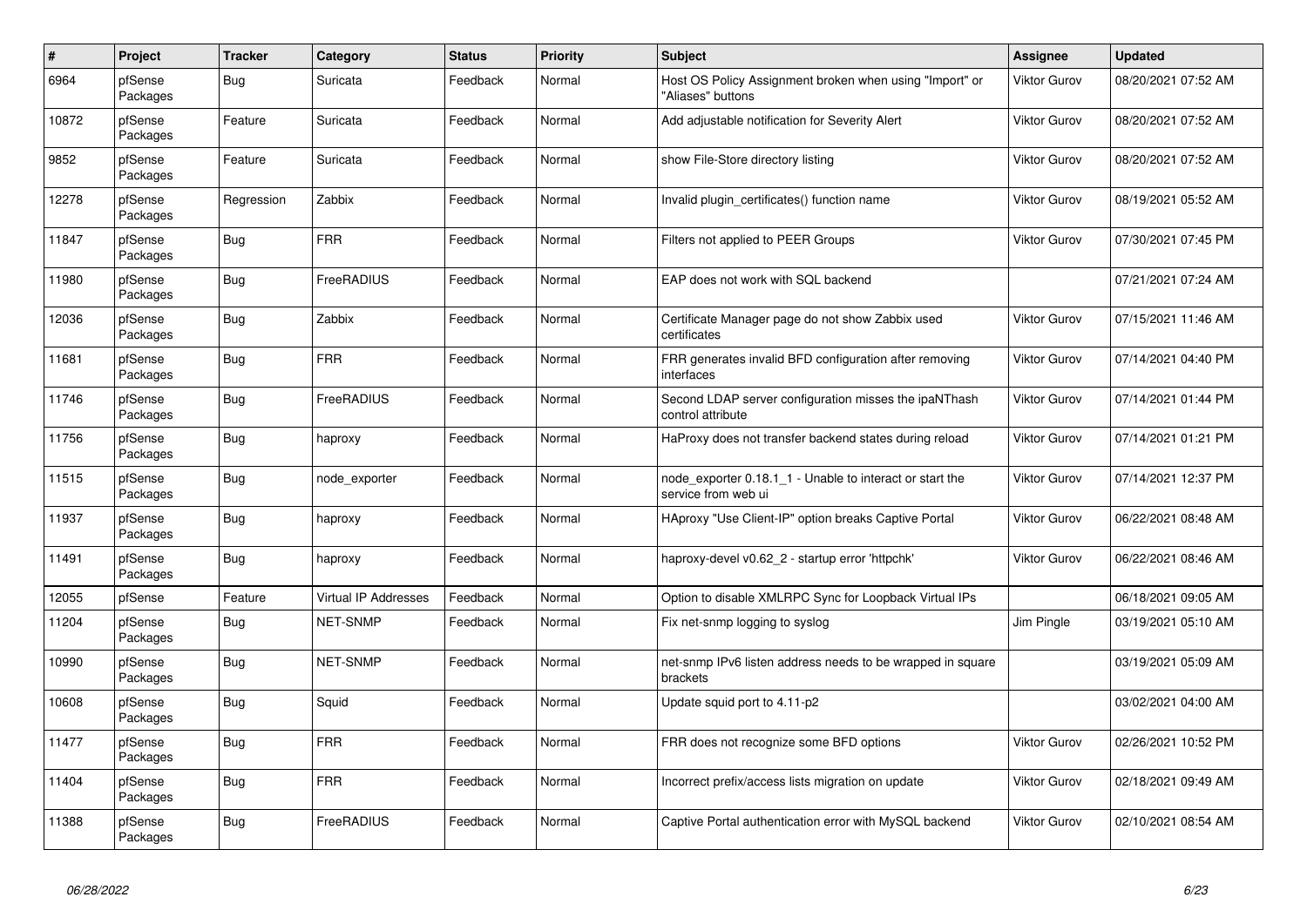| # | Project | Tracker | Category | Status | Priority | Subject | Assignee | Updated |
|---|---|---|---|---|---|---|---|---|
| 6964 | pfSense Packages | Bug | Suricata | Feedback | Normal | Host OS Policy Assignment broken when using "Import" or "Aliases" buttons | Viktor Gurov | 08/20/2021 07:52 AM |
| 10872 | pfSense Packages | Feature | Suricata | Feedback | Normal | Add adjustable notification for Severity Alert | Viktor Gurov | 08/20/2021 07:52 AM |
| 9852 | pfSense Packages | Feature | Suricata | Feedback | Normal | show File-Store directory listing | Viktor Gurov | 08/20/2021 07:52 AM |
| 12278 | pfSense Packages | Regression | Zabbix | Feedback | Normal | Invalid plugin_certificates() function name | Viktor Gurov | 08/19/2021 05:52 AM |
| 11847 | pfSense Packages | Bug | FRR | Feedback | Normal | Filters not applied to PEER Groups | Viktor Gurov | 07/30/2021 07:45 PM |
| 11980 | pfSense Packages | Bug | FreeRADIUS | Feedback | Normal | EAP does not work with SQL backend | | 07/21/2021 07:24 AM |
| 12036 | pfSense Packages | Bug | Zabbix | Feedback | Normal | Certificate Manager page do not show Zabbix used certificates | Viktor Gurov | 07/15/2021 11:46 AM |
| 11681 | pfSense Packages | Bug | FRR | Feedback | Normal | FRR generates invalid BFD configuration after removing interfaces | Viktor Gurov | 07/14/2021 04:40 PM |
| 11746 | pfSense Packages | Bug | FreeRADIUS | Feedback | Normal | Second LDAP server configuration misses the ipaNThash control attribute | Viktor Gurov | 07/14/2021 01:44 PM |
| 11756 | pfSense Packages | Bug | haproxy | Feedback | Normal | HaProxy does not transfer backend states during reload | Viktor Gurov | 07/14/2021 01:21 PM |
| 11515 | pfSense Packages | Bug | node_exporter | Feedback | Normal | node_exporter 0.18.1_1 - Unable to interact or start the service from web ui | Viktor Gurov | 07/14/2021 12:37 PM |
| 11937 | pfSense Packages | Bug | haproxy | Feedback | Normal | HAproxy "Use Client-IP" option breaks Captive Portal | Viktor Gurov | 06/22/2021 08:48 AM |
| 11491 | pfSense Packages | Bug | haproxy | Feedback | Normal | haproxy-devel v0.62_2 - startup error 'httpchk' | Viktor Gurov | 06/22/2021 08:46 AM |
| 12055 | pfSense | Feature | Virtual IP Addresses | Feedback | Normal | Option to disable XMLRPC Sync for Loopback Virtual IPs | | 06/18/2021 09:05 AM |
| 11204 | pfSense Packages | Bug | NET-SNMP | Feedback | Normal | Fix net-snmp logging to syslog | Jim Pingle | 03/19/2021 05:10 AM |
| 10990 | pfSense Packages | Bug | NET-SNMP | Feedback | Normal | net-snmp IPv6 listen address needs to be wrapped in square brackets | | 03/19/2021 05:09 AM |
| 10608 | pfSense Packages | Bug | Squid | Feedback | Normal | Update squid port to 4.11-p2 | | 03/02/2021 04:00 AM |
| 11477 | pfSense Packages | Bug | FRR | Feedback | Normal | FRR does not recognize some BFD options | Viktor Gurov | 02/26/2021 10:52 PM |
| 11404 | pfSense Packages | Bug | FRR | Feedback | Normal | Incorrect prefix/access lists migration on update | Viktor Gurov | 02/18/2021 09:49 AM |
| 11388 | pfSense Packages | Bug | FreeRADIUS | Feedback | Normal | Captive Portal authentication error with MySQL backend | Viktor Gurov | 02/10/2021 08:54 AM |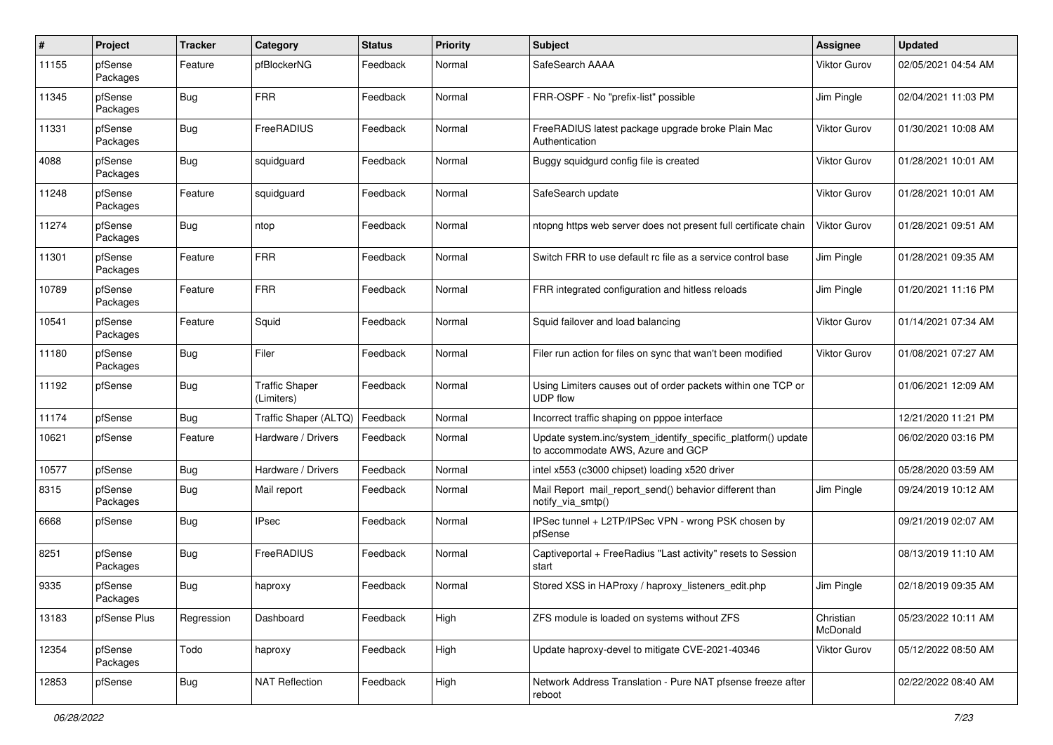| # | Project | Tracker | Category | Status | Priority | Subject | Assignee | Updated |
|---|---|---|---|---|---|---|---|---|
| 11155 | pfSense Packages | Feature | pfBlockerNG | Feedback | Normal | SafeSearch AAAA | Viktor Gurov | 02/05/2021 04:54 AM |
| 11345 | pfSense Packages | Bug | FRR | Feedback | Normal | FRR-OSPF - No "prefix-list" possible | Jim Pingle | 02/04/2021 11:03 PM |
| 11331 | pfSense Packages | Bug | FreeRADIUS | Feedback | Normal | FreeRADIUS latest package upgrade broke Plain Mac Authentication | Viktor Gurov | 01/30/2021 10:08 AM |
| 4088 | pfSense Packages | Bug | squidguard | Feedback | Normal | Buggy squidgurd config file is created | Viktor Gurov | 01/28/2021 10:01 AM |
| 11248 | pfSense Packages | Feature | squidguard | Feedback | Normal | SafeSearch update | Viktor Gurov | 01/28/2021 10:01 AM |
| 11274 | pfSense Packages | Bug | ntop | Feedback | Normal | ntopng https web server does not present full certificate chain | Viktor Gurov | 01/28/2021 09:51 AM |
| 11301 | pfSense Packages | Feature | FRR | Feedback | Normal | Switch FRR to use default rc file as a service control base | Jim Pingle | 01/28/2021 09:35 AM |
| 10789 | pfSense Packages | Feature | FRR | Feedback | Normal | FRR integrated configuration and hitless reloads | Jim Pingle | 01/20/2021 11:16 PM |
| 10541 | pfSense Packages | Feature | Squid | Feedback | Normal | Squid failover and load balancing | Viktor Gurov | 01/14/2021 07:34 AM |
| 11180 | pfSense Packages | Bug | Filer | Feedback | Normal | Filer run action for files on sync that wan't been modified | Viktor Gurov | 01/08/2021 07:27 AM |
| 11192 | pfSense | Bug | Traffic Shaper (Limiters) | Feedback | Normal | Using Limiters causes out of order packets within one TCP or UDP flow | | 01/06/2021 12:09 AM |
| 11174 | pfSense | Bug | Traffic Shaper (ALTQ) | Feedback | Normal | Incorrect traffic shaping on pppoe interface | | 12/21/2020 11:21 PM |
| 10621 | pfSense | Feature | Hardware / Drivers | Feedback | Normal | Update system.inc/system_identify_specific_platform() update to accommodate AWS, Azure and GCP | | 06/02/2020 03:16 PM |
| 10577 | pfSense | Bug | Hardware / Drivers | Feedback | Normal | intel x553 (c3000 chipset) loading x520 driver | | 05/28/2020 03:59 AM |
| 8315 | pfSense Packages | Bug | Mail report | Feedback | Normal | Mail Report mail_report_send() behavior different than notify_via_smtp() | Jim Pingle | 09/24/2019 10:12 AM |
| 6668 | pfSense | Bug | IPsec | Feedback | Normal | IPSec tunnel + L2TP/IPSec VPN - wrong PSK chosen by pfSense | | 09/21/2019 02:07 AM |
| 8251 | pfSense Packages | Bug | FreeRADIUS | Feedback | Normal | Captiveportal + FreeRadius "Last activity" resets to Session start | | 08/13/2019 11:10 AM |
| 9335 | pfSense Packages | Bug | haproxy | Feedback | Normal | Stored XSS in HAProxy / haproxy_listeners_edit.php | Jim Pingle | 02/18/2019 09:35 AM |
| 13183 | pfSense Plus | Regression | Dashboard | Feedback | High | ZFS module is loaded on systems without ZFS | Christian McDonald | 05/23/2022 10:11 AM |
| 12354 | pfSense Packages | Todo | haproxy | Feedback | High | Update haproxy-devel to mitigate CVE-2021-40346 | Viktor Gurov | 05/12/2022 08:50 AM |
| 12853 | pfSense | Bug | NAT Reflection | Feedback | High | Network Address Translation - Pure NAT pfsense freeze after reboot | | 02/22/2022 08:40 AM |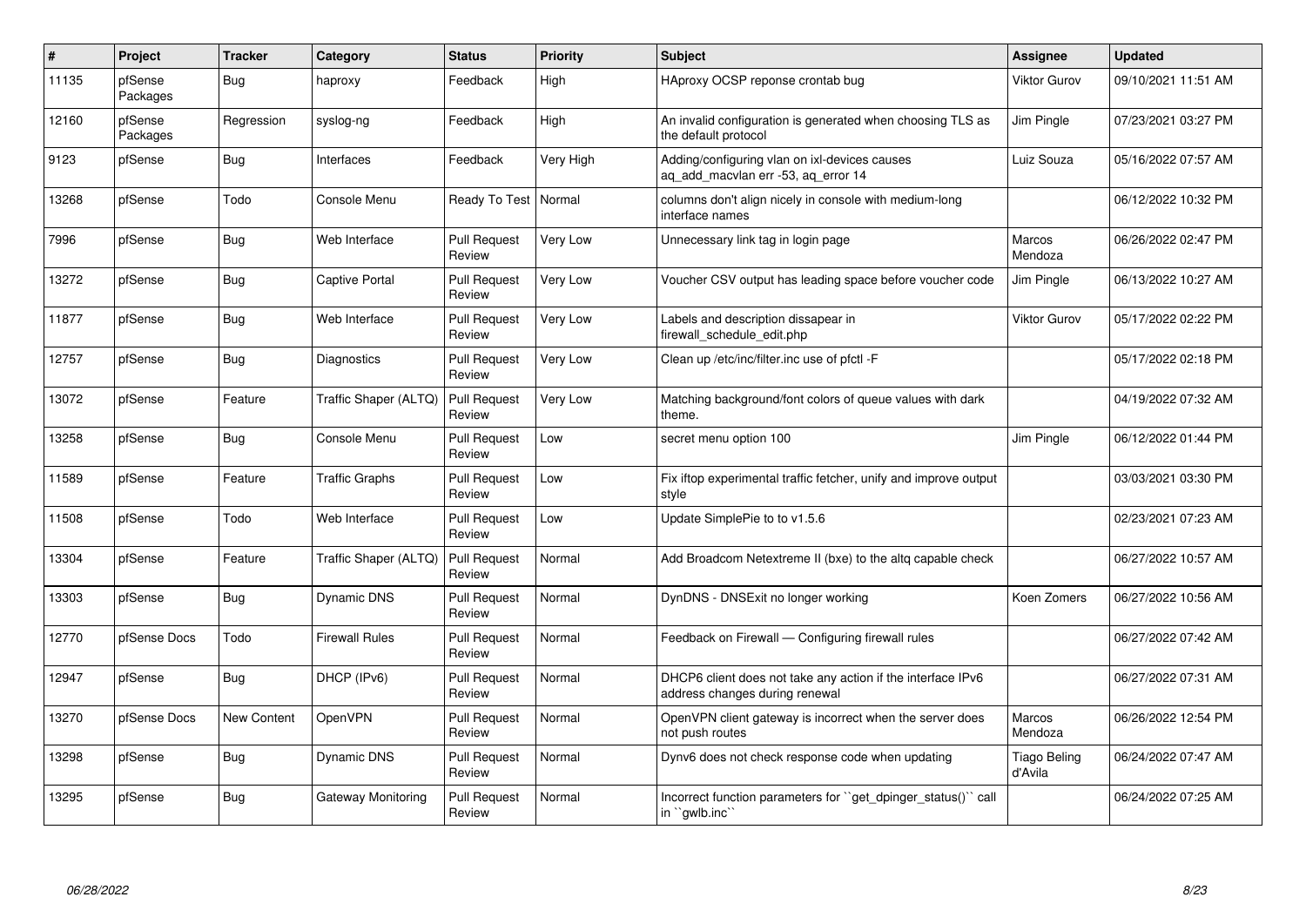| # | Project | Tracker | Category | Status | Priority | Subject | Assignee | Updated |
|---|---|---|---|---|---|---|---|---|
| 11135 | pfSense Packages | Bug | haproxy | Feedback | High | HAproxy OCSP reponse crontab bug | Viktor Gurov | 09/10/2021 11:51 AM |
| 12160 | pfSense Packages | Regression | syslog-ng | Feedback | High | An invalid configuration is generated when choosing TLS as the default protocol | Jim Pingle | 07/23/2021 03:27 PM |
| 9123 | pfSense | Bug | Interfaces | Feedback | Very High | Adding/configuring vlan on ixl-devices causes aq_add_macvlan err -53, aq_error 14 | Luiz Souza | 05/16/2022 07:57 AM |
| 13268 | pfSense | Todo | Console Menu | Ready To Test | Normal | columns don't align nicely in console with medium-long interface names | | 06/12/2022 10:32 PM |
| 7996 | pfSense | Bug | Web Interface | Pull Request Review | Very Low | Unnecessary link tag in login page | Marcos Mendoza | 06/26/2022 02:47 PM |
| 13272 | pfSense | Bug | Captive Portal | Pull Request Review | Very Low | Voucher CSV output has leading space before voucher code | Jim Pingle | 06/13/2022 10:27 AM |
| 11877 | pfSense | Bug | Web Interface | Pull Request Review | Very Low | Labels and description dissapear in firewall_schedule_edit.php | Viktor Gurov | 05/17/2022 02:22 PM |
| 12757 | pfSense | Bug | Diagnostics | Pull Request Review | Very Low | Clean up /etc/inc/filter.inc use of pfctl -F | | 05/17/2022 02:18 PM |
| 13072 | pfSense | Feature | Traffic Shaper (ALTQ) | Pull Request Review | Very Low | Matching background/font colors of queue values with dark theme. | | 04/19/2022 07:32 AM |
| 13258 | pfSense | Bug | Console Menu | Pull Request Review | Low | secret menu option 100 | Jim Pingle | 06/12/2022 01:44 PM |
| 11589 | pfSense | Feature | Traffic Graphs | Pull Request Review | Low | Fix iftop experimental traffic fetcher, unify and improve output style | | 03/03/2021 03:30 PM |
| 11508 | pfSense | Todo | Web Interface | Pull Request Review | Low | Update SimplePie to to v1.5.6 | | 02/23/2021 07:23 AM |
| 13304 | pfSense | Feature | Traffic Shaper (ALTQ) | Pull Request Review | Normal | Add Broadcom Netextreme II (bxe) to the altq capable check | | 06/27/2022 10:57 AM |
| 13303 | pfSense | Bug | Dynamic DNS | Pull Request Review | Normal | DynDNS - DNSExit no longer working | Koen Zomers | 06/27/2022 10:56 AM |
| 12770 | pfSense Docs | Todo | Firewall Rules | Pull Request Review | Normal | Feedback on Firewall — Configuring firewall rules | | 06/27/2022 07:42 AM |
| 12947 | pfSense | Bug | DHCP (IPv6) | Pull Request Review | Normal | DHCP6 client does not take any action if the interface IPv6 address changes during renewal | | 06/27/2022 07:31 AM |
| 13270 | pfSense Docs | New Content | OpenVPN | Pull Request Review | Normal | OpenVPN client gateway is incorrect when the server does not push routes | Marcos Mendoza | 06/26/2022 12:54 PM |
| 13298 | pfSense | Bug | Dynamic DNS | Pull Request Review | Normal | Dynv6 does not check response code when updating | Tiago Beling d'Avila | 06/24/2022 07:47 AM |
| 13295 | pfSense | Bug | Gateway Monitoring | Pull Request Review | Normal | Incorrect function parameters for ``get_dpinger_status()`` call in ``gwlb.inc`` | | 06/24/2022 07:25 AM |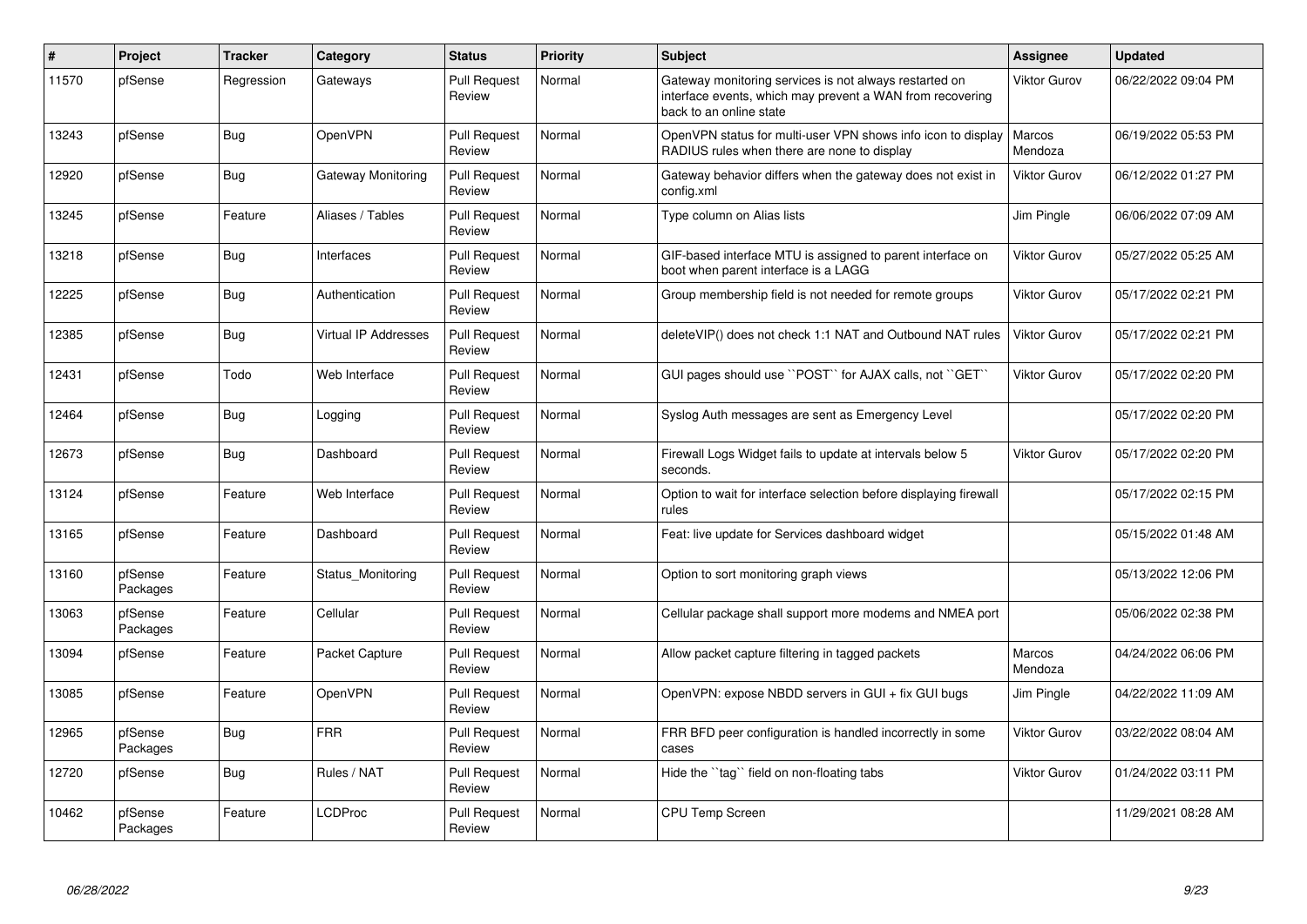| # | Project | Tracker | Category | Status | Priority | Subject | Assignee | Updated |
|---|---|---|---|---|---|---|---|---|
| 11570 | pfSense | Regression | Gateways | Pull Request Review | Normal | Gateway monitoring services is not always restarted on interface events, which may prevent a WAN from recovering back to an online state | Viktor Gurov | 06/22/2022 09:04 PM |
| 13243 | pfSense | Bug | OpenVPN | Pull Request Review | Normal | OpenVPN status for multi-user VPN shows info icon to display RADIUS rules when there are none to display | Marcos Mendoza | 06/19/2022 05:53 PM |
| 12920 | pfSense | Bug | Gateway Monitoring | Pull Request Review | Normal | Gateway behavior differs when the gateway does not exist in config.xml | Viktor Gurov | 06/12/2022 01:27 PM |
| 13245 | pfSense | Feature | Aliases / Tables | Pull Request Review | Normal | Type column on Alias lists | Jim Pingle | 06/06/2022 07:09 AM |
| 13218 | pfSense | Bug | Interfaces | Pull Request Review | Normal | GIF-based interface MTU is assigned to parent interface on boot when parent interface is a LAGG | Viktor Gurov | 05/27/2022 05:25 AM |
| 12225 | pfSense | Bug | Authentication | Pull Request Review | Normal | Group membership field is not needed for remote groups | Viktor Gurov | 05/17/2022 02:21 PM |
| 12385 | pfSense | Bug | Virtual IP Addresses | Pull Request Review | Normal | deleteVIP() does not check 1:1 NAT and Outbound NAT rules | Viktor Gurov | 05/17/2022 02:21 PM |
| 12431 | pfSense | Todo | Web Interface | Pull Request Review | Normal | GUI pages should use ``POST`` for AJAX calls, not ``GET`` | Viktor Gurov | 05/17/2022 02:20 PM |
| 12464 | pfSense | Bug | Logging | Pull Request Review | Normal | Syslog Auth messages are sent as Emergency Level | | 05/17/2022 02:20 PM |
| 12673 | pfSense | Bug | Dashboard | Pull Request Review | Normal | Firewall Logs Widget fails to update at intervals below 5 seconds. | Viktor Gurov | 05/17/2022 02:20 PM |
| 13124 | pfSense | Feature | Web Interface | Pull Request Review | Normal | Option to wait for interface selection before displaying firewall rules | | 05/17/2022 02:15 PM |
| 13165 | pfSense | Feature | Dashboard | Pull Request Review | Normal | Feat: live update for Services dashboard widget | | 05/15/2022 01:48 AM |
| 13160 | pfSense Packages | Feature | Status_Monitoring | Pull Request Review | Normal | Option to sort monitoring graph views | | 05/13/2022 12:06 PM |
| 13063 | pfSense Packages | Feature | Cellular | Pull Request Review | Normal | Cellular package shall support more modems and NMEA port | | 05/06/2022 02:38 PM |
| 13094 | pfSense | Feature | Packet Capture | Pull Request Review | Normal | Allow packet capture filtering in tagged packets | Marcos Mendoza | 04/24/2022 06:06 PM |
| 13085 | pfSense | Feature | OpenVPN | Pull Request Review | Normal | OpenVPN: expose NBDD servers in GUI + fix GUI bugs | Jim Pingle | 04/22/2022 11:09 AM |
| 12965 | pfSense Packages | Bug | FRR | Pull Request Review | Normal | FRR BFD peer configuration is handled incorrectly in some cases | Viktor Gurov | 03/22/2022 08:04 AM |
| 12720 | pfSense | Bug | Rules / NAT | Pull Request Review | Normal | Hide the ``tag`` field on non-floating tabs | Viktor Gurov | 01/24/2022 03:11 PM |
| 10462 | pfSense Packages | Feature | LCDProc | Pull Request Review | Normal | CPU Temp Screen | | 11/29/2021 08:28 AM |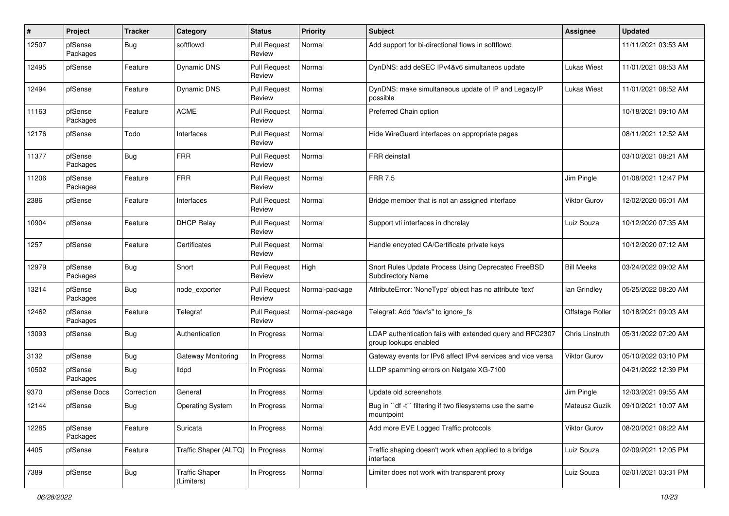| # | Project | Tracker | Category | Status | Priority | Subject | Assignee | Updated |
|---|---|---|---|---|---|---|---|---|
| 12507 | pfSense Packages | Bug | softflowd | Pull Request Review | Normal | Add support for bi-directional flows in softflowd | | 11/11/2021 03:53 AM |
| 12495 | pfSense | Feature | Dynamic DNS | Pull Request Review | Normal | DynDNS: add deSEC IPv4&v6 simultaneos update | Lukas Wiest | 11/01/2021 08:53 AM |
| 12494 | pfSense | Feature | Dynamic DNS | Pull Request Review | Normal | DynDNS: make simultaneous update of IP and LegacyIP possible | Lukas Wiest | 11/01/2021 08:52 AM |
| 11163 | pfSense Packages | Feature | ACME | Pull Request Review | Normal | Preferred Chain option | | 10/18/2021 09:10 AM |
| 12176 | pfSense | Todo | Interfaces | Pull Request Review | Normal | Hide WireGuard interfaces on appropriate pages | | 08/11/2021 12:52 AM |
| 11377 | pfSense Packages | Bug | FRR | Pull Request Review | Normal | FRR deinstall | | 03/10/2021 08:21 AM |
| 11206 | pfSense Packages | Feature | FRR | Pull Request Review | Normal | FRR 7.5 | Jim Pingle | 01/08/2021 12:47 PM |
| 2386 | pfSense | Feature | Interfaces | Pull Request Review | Normal | Bridge member that is not an assigned interface | Viktor Gurov | 12/02/2020 06:01 AM |
| 10904 | pfSense | Feature | DHCP Relay | Pull Request Review | Normal | Support vti interfaces in dhcrelay | Luiz Souza | 10/12/2020 07:35 AM |
| 1257 | pfSense | Feature | Certificates | Pull Request Review | Normal | Handle encypted CA/Certificate private keys | | 10/12/2020 07:12 AM |
| 12979 | pfSense Packages | Bug | Snort | Pull Request Review | High | Snort Rules Update Process Using Deprecated FreeBSD Subdirectory Name | Bill Meeks | 03/24/2022 09:02 AM |
| 13214 | pfSense Packages | Bug | node_exporter | Pull Request Review | Normal-package | AttributeError: 'NoneType' object has no attribute 'text' | Ian Grindley | 05/25/2022 08:20 AM |
| 12462 | pfSense Packages | Feature | Telegraf | Pull Request Review | Normal-package | Telegraf: Add "devfs" to ignore_fs | Offstage Roller | 10/18/2021 09:03 AM |
| 13093 | pfSense | Bug | Authentication | In Progress | Normal | LDAP authentication fails with extended query and RFC2307 group lookups enabled | Chris Linstruth | 05/31/2022 07:20 AM |
| 3132 | pfSense | Bug | Gateway Monitoring | In Progress | Normal | Gateway events for IPv6 affect IPv4 services and vice versa | Viktor Gurov | 05/10/2022 03:10 PM |
| 10502 | pfSense Packages | Bug | lldpd | In Progress | Normal | LLDP spamming errors on Netgate XG-7100 | | 04/21/2022 12:39 PM |
| 9370 | pfSense Docs | Correction | General | In Progress | Normal | Update old screenshots | Jim Pingle | 12/03/2021 09:55 AM |
| 12144 | pfSense | Bug | Operating System | In Progress | Normal | Bug in ``df -t`` filtering if two filesystems use the same mountpoint | Mateusz Guzik | 09/10/2021 10:07 AM |
| 12285 | pfSense Packages | Feature | Suricata | In Progress | Normal | Add more EVE Logged Traffic protocols | Viktor Gurov | 08/20/2021 08:22 AM |
| 4405 | pfSense | Feature | Traffic Shaper (ALTQ) | In Progress | Normal | Traffic shaping doesn't work when applied to a bridge interface | Luiz Souza | 02/09/2021 12:05 PM |
| 7389 | pfSense | Bug | Traffic Shaper (Limiters) | In Progress | Normal | Limiter does not work with transparent proxy | Luiz Souza | 02/01/2021 03:31 PM |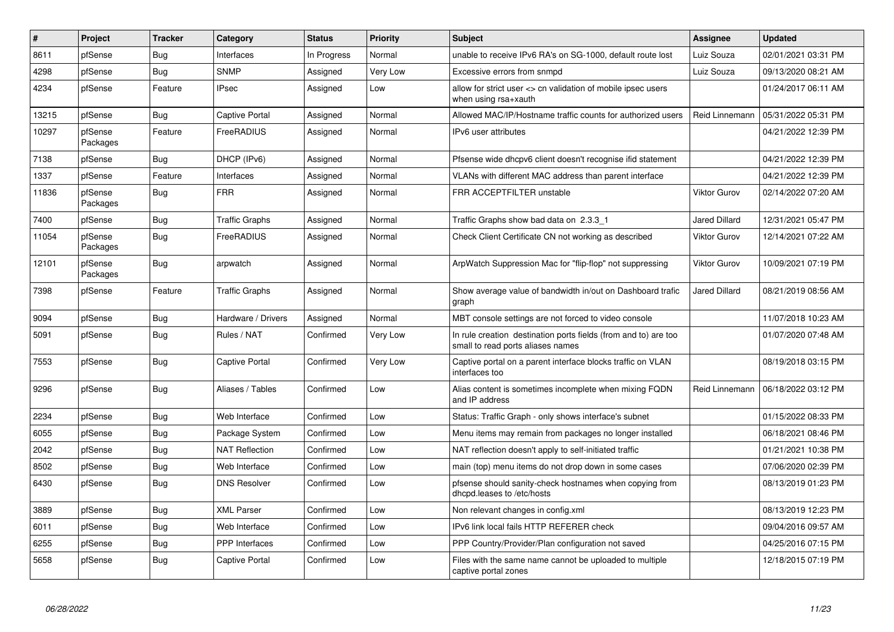| # | Project | Tracker | Category | Status | Priority | Subject | Assignee | Updated |
|---|---|---|---|---|---|---|---|---|
| 8611 | pfSense | Bug | Interfaces | In Progress | Normal | unable to receive IPv6 RA's on SG-1000, default route lost | Luiz Souza | 02/01/2021 03:31 PM |
| 4298 | pfSense | Bug | SNMP | Assigned | Very Low | Excessive errors from snmpd | Luiz Souza | 09/13/2020 08:21 AM |
| 4234 | pfSense | Feature | IPsec | Assigned | Low | allow for strict user <> cn validation of mobile ipsec users when using rsa+xauth | | 01/24/2017 06:11 AM |
| 13215 | pfSense | Bug | Captive Portal | Assigned | Normal | Allowed MAC/IP/Hostname traffic counts for authorized users | Reid Linnemann | 05/31/2022 05:31 PM |
| 10297 | pfSense Packages | Feature | FreeRADIUS | Assigned | Normal | IPv6 user attributes | | 04/21/2022 12:39 PM |
| 7138 | pfSense | Bug | DHCP (IPv6) | Assigned | Normal | Pfsense wide dhcpv6 client doesn't recognise ifid statement | | 04/21/2022 12:39 PM |
| 1337 | pfSense | Feature | Interfaces | Assigned | Normal | VLANs with different MAC address than parent interface | | 04/21/2022 12:39 PM |
| 11836 | pfSense Packages | Bug | FRR | Assigned | Normal | FRR ACCEPTFILTER unstable | Viktor Gurov | 02/14/2022 07:20 AM |
| 7400 | pfSense | Bug | Traffic Graphs | Assigned | Normal | Traffic Graphs show bad data on 2.3.3_1 | Jared Dillard | 12/31/2021 05:47 PM |
| 11054 | pfSense Packages | Bug | FreeRADIUS | Assigned | Normal | Check Client Certificate CN not working as described | Viktor Gurov | 12/14/2021 07:22 AM |
| 12101 | pfSense Packages | Bug | arpwatch | Assigned | Normal | ArpWatch Suppression Mac for "flip-flop" not suppressing | Viktor Gurov | 10/09/2021 07:19 PM |
| 7398 | pfSense | Feature | Traffic Graphs | Assigned | Normal | Show average value of bandwidth in/out on Dashboard trafic graph | Jared Dillard | 08/21/2019 08:56 AM |
| 9094 | pfSense | Bug | Hardware / Drivers | Assigned | Normal | MBT console settings are not forced to video console | | 11/07/2018 10:23 AM |
| 5091 | pfSense | Bug | Rules / NAT | Confirmed | Very Low | In rule creation destination ports fields (from and to) are too small to read ports aliases names | | 01/07/2020 07:48 AM |
| 7553 | pfSense | Bug | Captive Portal | Confirmed | Very Low | Captive portal on a parent interface blocks traffic on VLAN interfaces too | | 08/19/2018 03:15 PM |
| 9296 | pfSense | Bug | Aliases / Tables | Confirmed | Low | Alias content is sometimes incomplete when mixing FQDN and IP address | Reid Linnemann | 06/18/2022 03:12 PM |
| 2234 | pfSense | Bug | Web Interface | Confirmed | Low | Status: Traffic Graph - only shows interface's subnet | | 01/15/2022 08:33 PM |
| 6055 | pfSense | Bug | Package System | Confirmed | Low | Menu items may remain from packages no longer installed | | 06/18/2021 08:46 PM |
| 2042 | pfSense | Bug | NAT Reflection | Confirmed | Low | NAT reflection doesn't apply to self-initiated traffic | | 01/21/2021 10:38 PM |
| 8502 | pfSense | Bug | Web Interface | Confirmed | Low | main (top) menu items do not drop down in some cases | | 07/06/2020 02:39 PM |
| 6430 | pfSense | Bug | DNS Resolver | Confirmed | Low | pfsense should sanity-check hostnames when copying from dhcpd.leases to /etc/hosts | | 08/13/2019 01:23 PM |
| 3889 | pfSense | Bug | XML Parser | Confirmed | Low | Non relevant changes in config.xml | | 08/13/2019 12:23 PM |
| 6011 | pfSense | Bug | Web Interface | Confirmed | Low | IPv6 link local fails HTTP REFERER check | | 09/04/2016 09:57 AM |
| 6255 | pfSense | Bug | PPP Interfaces | Confirmed | Low | PPP Country/Provider/Plan configuration not saved | | 04/25/2016 07:15 PM |
| 5658 | pfSense | Bug | Captive Portal | Confirmed | Low | Files with the same name cannot be uploaded to multiple captive portal zones | | 12/18/2015 07:19 PM |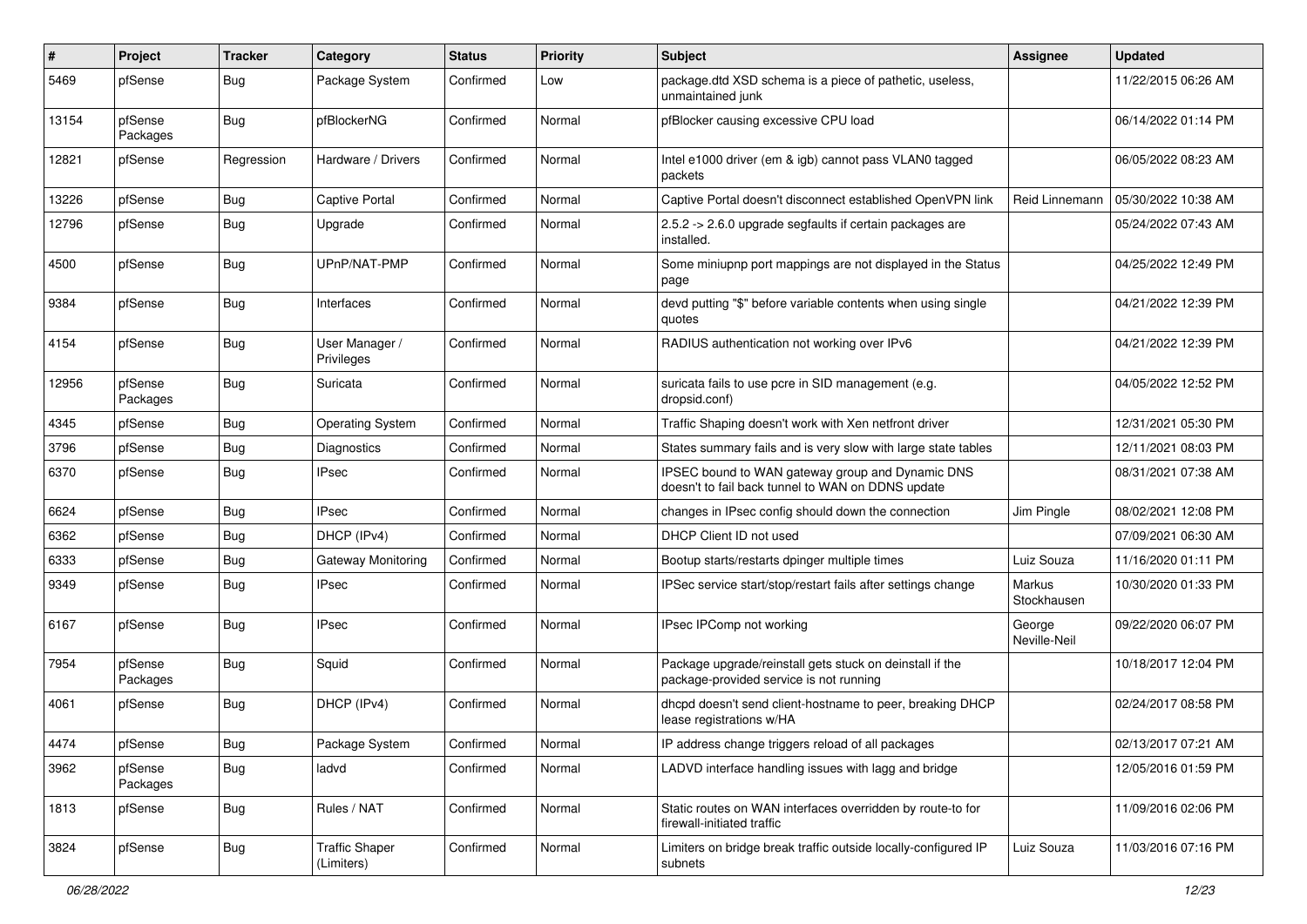| # | Project | Tracker | Category | Status | Priority | Subject | Assignee | Updated |
|---|---|---|---|---|---|---|---|---|
| 5469 | pfSense | Bug | Package System | Confirmed | Low | package.dtd XSD schema is a piece of pathetic, useless, unmaintained junk | | 11/22/2015 06:26 AM |
| 13154 | pfSense Packages | Bug | pfBlockerNG | Confirmed | Normal | pfBlocker causing excessive CPU load | | 06/14/2022 01:14 PM |
| 12821 | pfSense | Regression | Hardware / Drivers | Confirmed | Normal | Intel e1000 driver (em & igb) cannot pass VLAN0 tagged packets | | 06/05/2022 08:23 AM |
| 13226 | pfSense | Bug | Captive Portal | Confirmed | Normal | Captive Portal doesn't disconnect established OpenVPN link | Reid Linnemann | 05/30/2022 10:38 AM |
| 12796 | pfSense | Bug | Upgrade | Confirmed | Normal | 2.5.2 -> 2.6.0 upgrade segfaults if certain packages are installed. | | 05/24/2022 07:43 AM |
| 4500 | pfSense | Bug | UPnP/NAT-PMP | Confirmed | Normal | Some miniupnp port mappings are not displayed in the Status page | | 04/25/2022 12:49 PM |
| 9384 | pfSense | Bug | Interfaces | Confirmed | Normal | devd putting "$" before variable contents when using single quotes | | 04/21/2022 12:39 PM |
| 4154 | pfSense | Bug | User Manager / Privileges | Confirmed | Normal | RADIUS authentication not working over IPv6 | | 04/21/2022 12:39 PM |
| 12956 | pfSense Packages | Bug | Suricata | Confirmed | Normal | suricata fails to use pcre in SID management (e.g. dropsid.conf) | | 04/05/2022 12:52 PM |
| 4345 | pfSense | Bug | Operating System | Confirmed | Normal | Traffic Shaping doesn't work with Xen netfront driver | | 12/31/2021 05:30 PM |
| 3796 | pfSense | Bug | Diagnostics | Confirmed | Normal | States summary fails and is very slow with large state tables | | 12/11/2021 08:03 PM |
| 6370 | pfSense | Bug | IPsec | Confirmed | Normal | IPSEC bound to WAN gateway group and Dynamic DNS doesn't to fail back tunnel to WAN on DDNS update | | 08/31/2021 07:38 AM |
| 6624 | pfSense | Bug | IPsec | Confirmed | Normal | changes in IPsec config should down the connection | Jim Pingle | 08/02/2021 12:08 PM |
| 6362 | pfSense | Bug | DHCP (IPv4) | Confirmed | Normal | DHCP Client ID not used | | 07/09/2021 06:30 AM |
| 6333 | pfSense | Bug | Gateway Monitoring | Confirmed | Normal | Bootup starts/restarts dpinger multiple times | Luiz Souza | 11/16/2020 01:11 PM |
| 9349 | pfSense | Bug | IPsec | Confirmed | Normal | IPSec service start/stop/restart fails after settings change | Markus Stockhausen | 10/30/2020 01:33 PM |
| 6167 | pfSense | Bug | IPsec | Confirmed | Normal | IPsec IPComp not working | George Neville-Neil | 09/22/2020 06:07 PM |
| 7954 | pfSense Packages | Bug | Squid | Confirmed | Normal | Package upgrade/reinstall gets stuck on deinstall if the package-provided service is not running | | 10/18/2017 12:04 PM |
| 4061 | pfSense | Bug | DHCP (IPv4) | Confirmed | Normal | dhcpd doesn't send client-hostname to peer, breaking DHCP lease registrations w/HA | | 02/24/2017 08:58 PM |
| 4474 | pfSense | Bug | Package System | Confirmed | Normal | IP address change triggers reload of all packages | | 02/13/2017 07:21 AM |
| 3962 | pfSense Packages | Bug | ladvd | Confirmed | Normal | LADVD interface handling issues with lagg and bridge | | 12/05/2016 01:59 PM |
| 1813 | pfSense | Bug | Rules / NAT | Confirmed | Normal | Static routes on WAN interfaces overridden by route-to for firewall-initiated traffic | | 11/09/2016 02:06 PM |
| 3824 | pfSense | Bug | Traffic Shaper (Limiters) | Confirmed | Normal | Limiters on bridge break traffic outside locally-configured IP subnets | Luiz Souza | 11/03/2016 07:16 PM |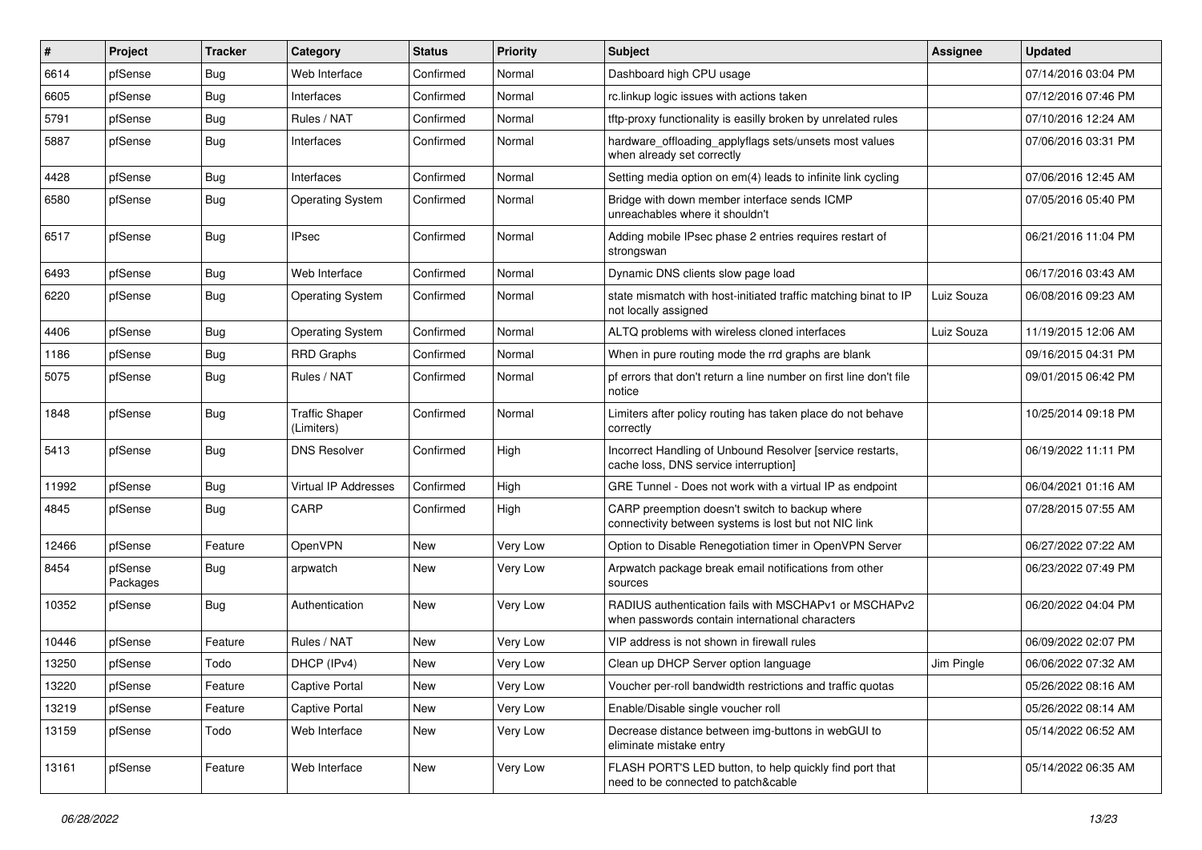| # | Project | Tracker | Category | Status | Priority | Subject | Assignee | Updated |
|---|---|---|---|---|---|---|---|---|
| 6614 | pfSense | Bug | Web Interface | Confirmed | Normal | Dashboard high CPU usage | | 07/14/2016 03:04 PM |
| 6605 | pfSense | Bug | Interfaces | Confirmed | Normal | rc.linkup logic issues with actions taken | | 07/12/2016 07:46 PM |
| 5791 | pfSense | Bug | Rules / NAT | Confirmed | Normal | tftp-proxy functionality is easilly broken by unrelated rules | | 07/10/2016 12:24 AM |
| 5887 | pfSense | Bug | Interfaces | Confirmed | Normal | hardware_offloading_applyflags sets/unsets most values when already set correctly | | 07/06/2016 03:31 PM |
| 4428 | pfSense | Bug | Interfaces | Confirmed | Normal | Setting media option on em(4) leads to infinite link cycling | | 07/06/2016 12:45 AM |
| 6580 | pfSense | Bug | Operating System | Confirmed | Normal | Bridge with down member interface sends ICMP unreachables where it shouldn't | | 07/05/2016 05:40 PM |
| 6517 | pfSense | Bug | IPsec | Confirmed | Normal | Adding mobile IPsec phase 2 entries requires restart of strongswan | | 06/21/2016 11:04 PM |
| 6493 | pfSense | Bug | Web Interface | Confirmed | Normal | Dynamic DNS clients slow page load | | 06/17/2016 03:43 AM |
| 6220 | pfSense | Bug | Operating System | Confirmed | Normal | state mismatch with host-initiated traffic matching binat to IP not locally assigned | Luiz Souza | 06/08/2016 09:23 AM |
| 4406 | pfSense | Bug | Operating System | Confirmed | Normal | ALTQ problems with wireless cloned interfaces | Luiz Souza | 11/19/2015 12:06 AM |
| 1186 | pfSense | Bug | RRD Graphs | Confirmed | Normal | When in pure routing mode the rrd graphs are blank | | 09/16/2015 04:31 PM |
| 5075 | pfSense | Bug | Rules / NAT | Confirmed | Normal | pf errors that don't return a line number on first line don't file notice | | 09/01/2015 06:42 PM |
| 1848 | pfSense | Bug | Traffic Shaper (Limiters) | Confirmed | Normal | Limiters after policy routing has taken place do not behave correctly | | 10/25/2014 09:18 PM |
| 5413 | pfSense | Bug | DNS Resolver | Confirmed | High | Incorrect Handling of Unbound Resolver [service restarts, cache loss, DNS service interruption] | | 06/19/2022 11:11 PM |
| 11992 | pfSense | Bug | Virtual IP Addresses | Confirmed | High | GRE Tunnel - Does not work with a virtual IP as endpoint | | 06/04/2021 01:16 AM |
| 4845 | pfSense | Bug | CARP | Confirmed | High | CARP preemption doesn't switch to backup where connectivity between systems is lost but not NIC link | | 07/28/2015 07:55 AM |
| 12466 | pfSense | Feature | OpenVPN | New | Very Low | Option to Disable Renegotiation timer in OpenVPN Server | | 06/27/2022 07:22 AM |
| 8454 | pfSense Packages | Bug | arpwatch | New | Very Low | Arpwatch package break email notifications from other sources | | 06/23/2022 07:49 PM |
| 10352 | pfSense | Bug | Authentication | New | Very Low | RADIUS authentication fails with MSCHAPv1 or MSCHAPv2 when passwords contain international characters | | 06/20/2022 04:04 PM |
| 10446 | pfSense | Feature | Rules / NAT | New | Very Low | VIP address is not shown in firewall rules | | 06/09/2022 02:07 PM |
| 13250 | pfSense | Todo | DHCP (IPv4) | New | Very Low | Clean up DHCP Server option language | Jim Pingle | 06/06/2022 07:32 AM |
| 13220 | pfSense | Feature | Captive Portal | New | Very Low | Voucher per-roll bandwidth restrictions and traffic quotas | | 05/26/2022 08:16 AM |
| 13219 | pfSense | Feature | Captive Portal | New | Very Low | Enable/Disable single voucher roll | | 05/26/2022 08:14 AM |
| 13159 | pfSense | Todo | Web Interface | New | Very Low | Decrease distance between img-buttons in webGUI to eliminate mistake entry | | 05/14/2022 06:52 AM |
| 13161 | pfSense | Feature | Web Interface | New | Very Low | FLASH PORT'S LED button, to help quickly find port that need to be connected to patch&cable | | 05/14/2022 06:35 AM |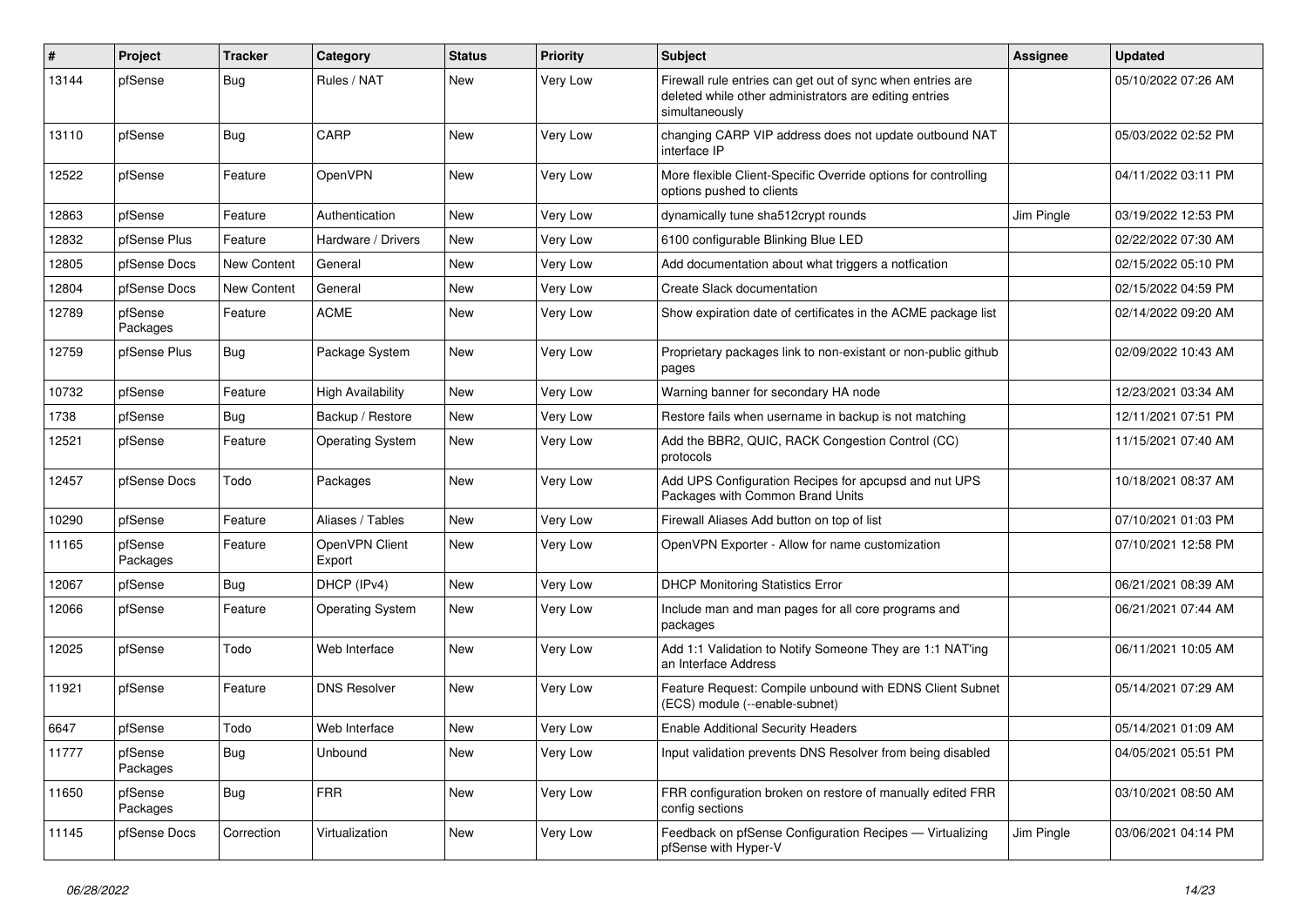| # | Project | Tracker | Category | Status | Priority | Subject | Assignee | Updated |
|---|---|---|---|---|---|---|---|---|
| 13144 | pfSense | Bug | Rules / NAT | New | Very Low | Firewall rule entries can get out of sync when entries are deleted while other administrators are editing entries simultaneously | | 05/10/2022 07:26 AM |
| 13110 | pfSense | Bug | CARP | New | Very Low | changing CARP VIP address does not update outbound NAT interface IP | | 05/03/2022 02:52 PM |
| 12522 | pfSense | Feature | OpenVPN | New | Very Low | More flexible Client-Specific Override options for controlling options pushed to clients | | 04/11/2022 03:11 PM |
| 12863 | pfSense | Feature | Authentication | New | Very Low | dynamically tune sha512crypt rounds | Jim Pingle | 03/19/2022 12:53 PM |
| 12832 | pfSense Plus | Feature | Hardware / Drivers | New | Very Low | 6100 configurable Blinking Blue LED | | 02/22/2022 07:30 AM |
| 12805 | pfSense Docs | New Content | General | New | Very Low | Add documentation about what triggers a notfication | | 02/15/2022 05:10 PM |
| 12804 | pfSense Docs | New Content | General | New | Very Low | Create Slack documentation | | 02/15/2022 04:59 PM |
| 12789 | pfSense Packages | Feature | ACME | New | Very Low | Show expiration date of certificates in the ACME package list | | 02/14/2022 09:20 AM |
| 12759 | pfSense Plus | Bug | Package System | New | Very Low | Proprietary packages link to non-existant or non-public github pages | | 02/09/2022 10:43 AM |
| 10732 | pfSense | Feature | High Availability | New | Very Low | Warning banner for secondary HA node | | 12/23/2021 03:34 AM |
| 1738 | pfSense | Bug | Backup / Restore | New | Very Low | Restore fails when username in backup is not matching | | 12/11/2021 07:51 PM |
| 12521 | pfSense | Feature | Operating System | New | Very Low | Add the BBR2, QUIC, RACK Congestion Control (CC) protocols | | 11/15/2021 07:40 AM |
| 12457 | pfSense Docs | Todo | Packages | New | Very Low | Add UPS Configuration Recipes for apcupsd and nut UPS Packages with Common Brand Units | | 10/18/2021 08:37 AM |
| 10290 | pfSense | Feature | Aliases / Tables | New | Very Low | Firewall Aliases Add button on top of list | | 07/10/2021 01:03 PM |
| 11165 | pfSense Packages | Feature | OpenVPN Client Export | New | Very Low | OpenVPN Exporter - Allow for name customization | | 07/10/2021 12:58 PM |
| 12067 | pfSense | Bug | DHCP (IPv4) | New | Very Low | DHCP Monitoring Statistics Error | | 06/21/2021 08:39 AM |
| 12066 | pfSense | Feature | Operating System | New | Very Low | Include man and man pages for all core programs and packages | | 06/21/2021 07:44 AM |
| 12025 | pfSense | Todo | Web Interface | New | Very Low | Add 1:1 Validation to Notify Someone They are 1:1 NAT'ing an Interface Address | | 06/11/2021 10:05 AM |
| 11921 | pfSense | Feature | DNS Resolver | New | Very Low | Feature Request: Compile unbound with EDNS Client Subnet (ECS) module (--enable-subnet) | | 05/14/2021 07:29 AM |
| 6647 | pfSense | Todo | Web Interface | New | Very Low | Enable Additional Security Headers | | 05/14/2021 01:09 AM |
| 11777 | pfSense Packages | Bug | Unbound | New | Very Low | Input validation prevents DNS Resolver from being disabled | | 04/05/2021 05:51 PM |
| 11650 | pfSense Packages | Bug | FRR | New | Very Low | FRR configuration broken on restore of manually edited FRR config sections | | 03/10/2021 08:50 AM |
| 11145 | pfSense Docs | Correction | Virtualization | New | Very Low | Feedback on pfSense Configuration Recipes — Virtualizing pfSense with Hyper-V | Jim Pingle | 03/06/2021 04:14 PM |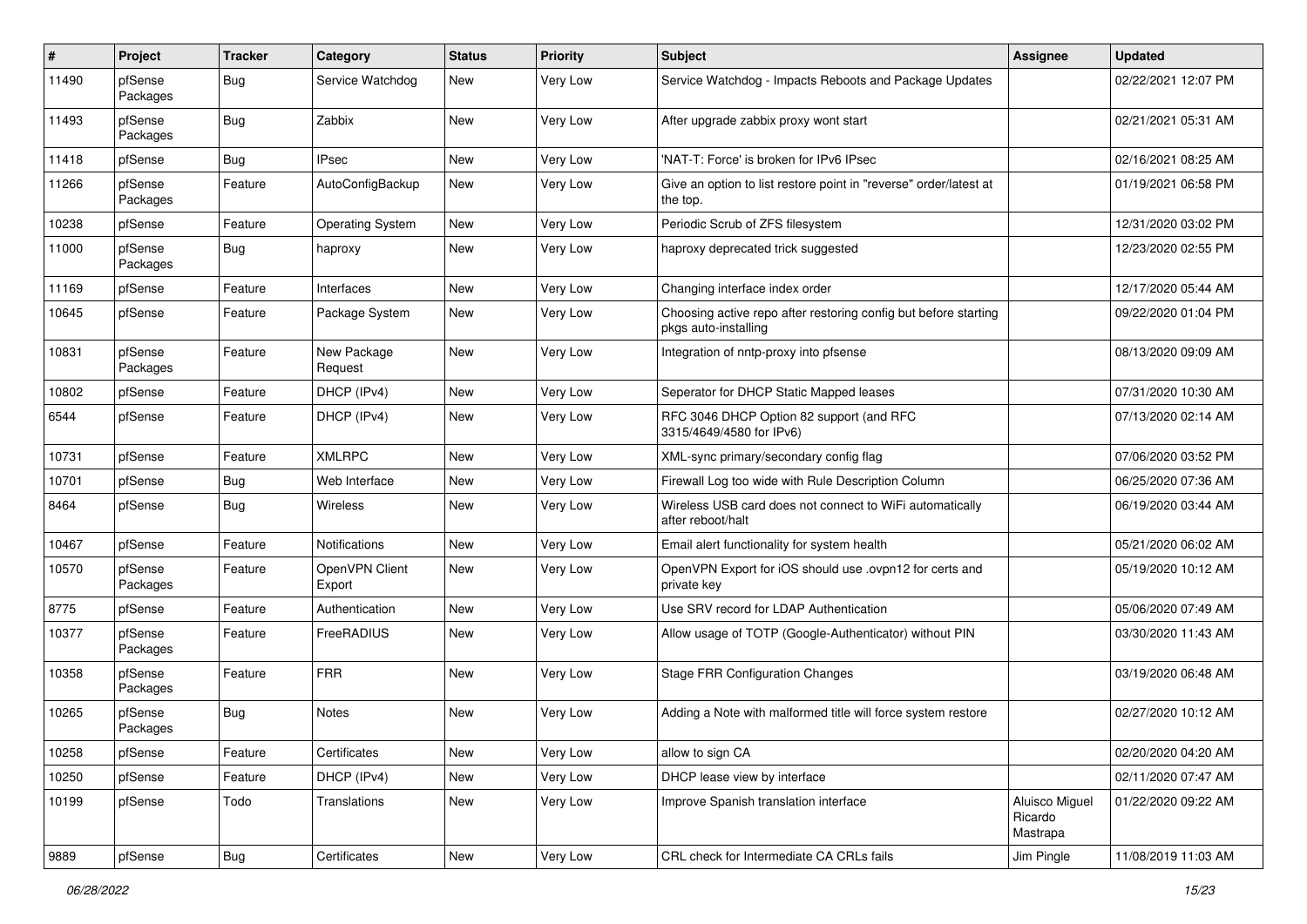| # | Project | Tracker | Category | Status | Priority | Subject | Assignee | Updated |
|---|---|---|---|---|---|---|---|---|
| 11490 | pfSense Packages | Bug | Service Watchdog | New | Very Low | Service Watchdog - Impacts Reboots and Package Updates | | 02/22/2021 12:07 PM |
| 11493 | pfSense Packages | Bug | Zabbix | New | Very Low | After upgrade zabbix proxy wont start | | 02/21/2021 05:31 AM |
| 11418 | pfSense | Bug | IPsec | New | Very Low | 'NAT-T: Force' is broken for IPv6 IPsec | | 02/16/2021 08:25 AM |
| 11266 | pfSense Packages | Feature | AutoConfigBackup | New | Very Low | Give an option to list restore point in "reverse" order/latest at the top. | | 01/19/2021 06:58 PM |
| 10238 | pfSense | Feature | Operating System | New | Very Low | Periodic Scrub of ZFS filesystem | | 12/31/2020 03:02 PM |
| 11000 | pfSense Packages | Bug | haproxy | New | Very Low | haproxy deprecated trick suggested | | 12/23/2020 02:55 PM |
| 11169 | pfSense | Feature | Interfaces | New | Very Low | Changing interface index order | | 12/17/2020 05:44 AM |
| 10645 | pfSense | Feature | Package System | New | Very Low | Choosing active repo after restoring config but before starting pkgs auto-installing | | 09/22/2020 01:04 PM |
| 10831 | pfSense Packages | Feature | New Package Request | New | Very Low | Integration of nntp-proxy into pfsense | | 08/13/2020 09:09 AM |
| 10802 | pfSense | Feature | DHCP (IPv4) | New | Very Low | Seperator for DHCP Static Mapped leases | | 07/31/2020 10:30 AM |
| 6544 | pfSense | Feature | DHCP (IPv4) | New | Very Low | RFC 3046 DHCP Option 82 support (and RFC 3315/4649/4580 for IPv6) | | 07/13/2020 02:14 AM |
| 10731 | pfSense | Feature | XMLRPC | New | Very Low | XML-sync primary/secondary config flag | | 07/06/2020 03:52 PM |
| 10701 | pfSense | Bug | Web Interface | New | Very Low | Firewall Log too wide with Rule Description Column | | 06/25/2020 07:36 AM |
| 8464 | pfSense | Bug | Wireless | New | Very Low | Wireless USB card does not connect to WiFi automatically after reboot/halt | | 06/19/2020 03:44 AM |
| 10467 | pfSense | Feature | Notifications | New | Very Low | Email alert functionality for system health | | 05/21/2020 06:02 AM |
| 10570 | pfSense Packages | Feature | OpenVPN Client Export | New | Very Low | OpenVPN Export for iOS should use .ovpn12 for certs and private key | | 05/19/2020 10:12 AM |
| 8775 | pfSense | Feature | Authentication | New | Very Low | Use SRV record for LDAP Authentication | | 05/06/2020 07:49 AM |
| 10377 | pfSense Packages | Feature | FreeRADIUS | New | Very Low | Allow usage of TOTP (Google-Authenticator) without PIN | | 03/30/2020 11:43 AM |
| 10358 | pfSense Packages | Feature | FRR | New | Very Low | Stage FRR Configuration Changes | | 03/19/2020 06:48 AM |
| 10265 | pfSense Packages | Bug | Notes | New | Very Low | Adding a Note with malformed title will force system restore | | 02/27/2020 10:12 AM |
| 10258 | pfSense | Feature | Certificates | New | Very Low | allow to sign CA | | 02/20/2020 04:20 AM |
| 10250 | pfSense | Feature | DHCP (IPv4) | New | Very Low | DHCP lease view by interface | | 02/11/2020 07:47 AM |
| 10199 | pfSense | Todo | Translations | New | Very Low | Improve Spanish translation interface | Aluisco Miguel Ricardo Mastrapa | 01/22/2020 09:22 AM |
| 9889 | pfSense | Bug | Certificates | New | Very Low | CRL check for Intermediate CA CRLs fails | Jim Pingle | 11/08/2019 11:03 AM |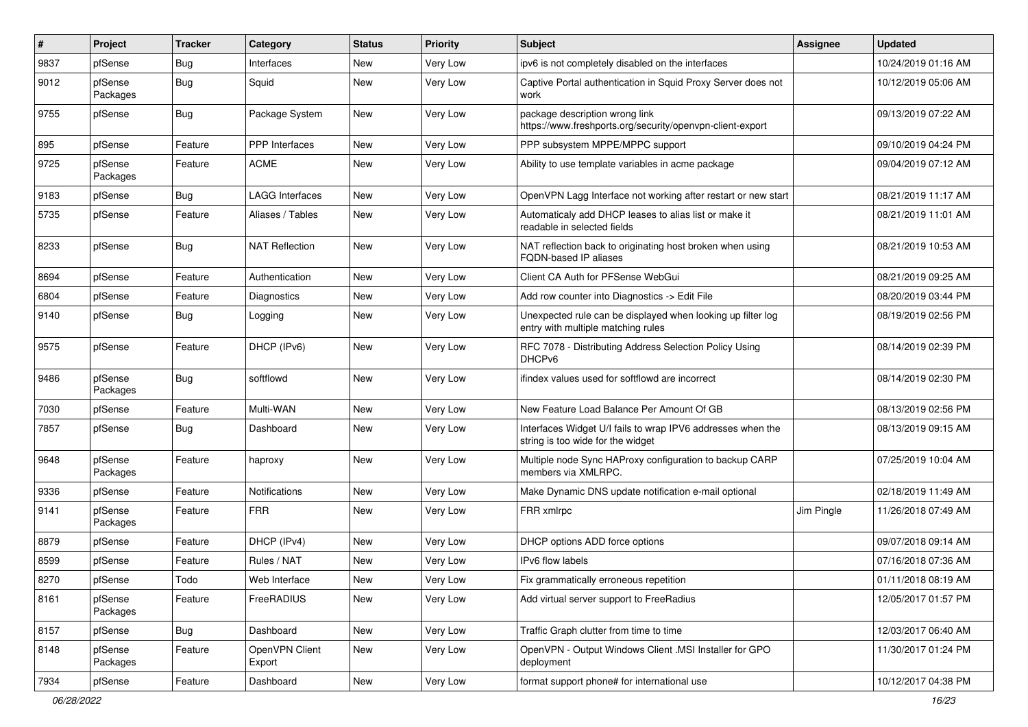| # | Project | Tracker | Category | Status | Priority | Subject | Assignee | Updated |
|---|---|---|---|---|---|---|---|---|
| 9837 | pfSense | Bug | Interfaces | New | Very Low | ipv6 is not completely disabled on the interfaces | | 10/24/2019 01:16 AM |
| 9012 | pfSense Packages | Bug | Squid | New | Very Low | Captive Portal authentication in Squid Proxy Server does not work | | 10/12/2019 05:06 AM |
| 9755 | pfSense | Bug | Package System | New | Very Low | package description wrong link https://www.freshports.org/security/openvpn-client-export | | 09/13/2019 07:22 AM |
| 895 | pfSense | Feature | PPP Interfaces | New | Very Low | PPP subsystem MPPE/MPPC support | | 09/10/2019 04:24 PM |
| 9725 | pfSense Packages | Feature | ACME | New | Very Low | Ability to use template variables in acme package | | 09/04/2019 07:12 AM |
| 9183 | pfSense | Bug | LAGG Interfaces | New | Very Low | OpenVPN Lagg Interface not working after restart or new start | | 08/21/2019 11:17 AM |
| 5735 | pfSense | Feature | Aliases / Tables | New | Very Low | Automaticaly add DHCP leases to alias list or make it readable in selected fields | | 08/21/2019 11:01 AM |
| 8233 | pfSense | Bug | NAT Reflection | New | Very Low | NAT reflection back to originating host broken when using FQDN-based IP aliases | | 08/21/2019 10:53 AM |
| 8694 | pfSense | Feature | Authentication | New | Very Low | Client CA Auth for PFSense WebGui | | 08/21/2019 09:25 AM |
| 6804 | pfSense | Feature | Diagnostics | New | Very Low | Add row counter into Diagnostics -> Edit File | | 08/20/2019 03:44 PM |
| 9140 | pfSense | Bug | Logging | New | Very Low | Unexpected rule can be displayed when looking up filter log entry with multiple matching rules | | 08/19/2019 02:56 PM |
| 9575 | pfSense | Feature | DHCP (IPv6) | New | Very Low | RFC 7078 - Distributing Address Selection Policy Using DHCPv6 | | 08/14/2019 02:39 PM |
| 9486 | pfSense Packages | Bug | softflowd | New | Very Low | ifindex values used for softflowd are incorrect | | 08/14/2019 02:30 PM |
| 7030 | pfSense | Feature | Multi-WAN | New | Very Low | New Feature Load Balance Per Amount Of GB | | 08/13/2019 02:56 PM |
| 7857 | pfSense | Bug | Dashboard | New | Very Low | Interfaces Widget U/I fails to wrap IPV6 addresses when the string is too wide for the widget | | 08/13/2019 09:15 AM |
| 9648 | pfSense Packages | Feature | haproxy | New | Very Low | Multiple node Sync HAProxy configuration to backup CARP members via XMLRPC. | | 07/25/2019 10:04 AM |
| 9336 | pfSense | Feature | Notifications | New | Very Low | Make Dynamic DNS update notification e-mail optional | | 02/18/2019 11:49 AM |
| 9141 | pfSense Packages | Feature | FRR | New | Very Low | FRR xmlrpc | Jim Pingle | 11/26/2018 07:49 AM |
| 8879 | pfSense | Feature | DHCP (IPv4) | New | Very Low | DHCP options ADD force options | | 09/07/2018 09:14 AM |
| 8599 | pfSense | Feature | Rules / NAT | New | Very Low | IPv6 flow labels | | 07/16/2018 07:36 AM |
| 8270 | pfSense | Todo | Web Interface | New | Very Low | Fix grammatically erroneous repetition | | 01/11/2018 08:19 AM |
| 8161 | pfSense Packages | Feature | FreeRADIUS | New | Very Low | Add virtual server support to FreeRadius | | 12/05/2017 01:57 PM |
| 8157 | pfSense | Bug | Dashboard | New | Very Low | Traffic Graph clutter from time to time | | 12/03/2017 06:40 AM |
| 8148 | pfSense Packages | Feature | OpenVPN Client Export | New | Very Low | OpenVPN - Output Windows Client .MSI Installer for GPO deployment | | 11/30/2017 01:24 PM |
| 7934 | pfSense | Feature | Dashboard | New | Very Low | format support phone# for international use | | 10/12/2017 04:38 PM |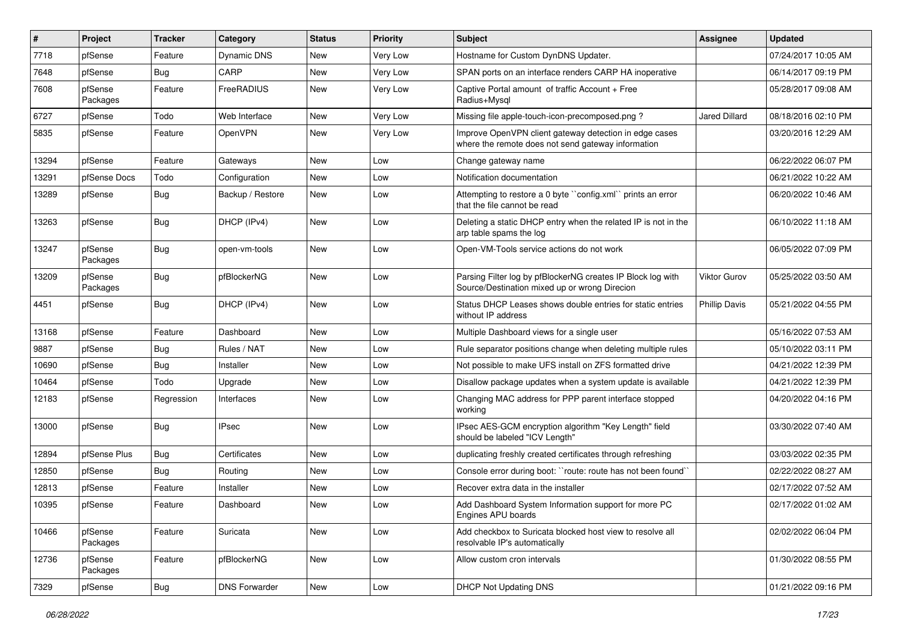| # | Project | Tracker | Category | Status | Priority | Subject | Assignee | Updated |
|---|---|---|---|---|---|---|---|---|
| 7718 | pfSense | Feature | Dynamic DNS | New | Very Low | Hostname for Custom DynDNS Updater. | | 07/24/2017 10:05 AM |
| 7648 | pfSense | Bug | CARP | New | Very Low | SPAN ports on an interface renders CARP HA inoperative | | 06/14/2017 09:19 PM |
| 7608 | pfSense Packages | Feature | FreeRADIUS | New | Very Low | Captive Portal amount of traffic Account + Free Radius+Mysql | | 05/28/2017 09:08 AM |
| 6727 | pfSense | Todo | Web Interface | New | Very Low | Missing file apple-touch-icon-precomposed.png ? | Jared Dillard | 08/18/2016 02:10 PM |
| 5835 | pfSense | Feature | OpenVPN | New | Very Low | Improve OpenVPN client gateway detection in edge cases where the remote does not send gateway information | | 03/20/2016 12:29 AM |
| 13294 | pfSense | Feature | Gateways | New | Low | Change gateway name | | 06/22/2022 06:07 PM |
| 13291 | pfSense Docs | Todo | Configuration | New | Low | Notification documentation | | 06/21/2022 10:22 AM |
| 13289 | pfSense | Bug | Backup / Restore | New | Low | Attempting to restore a 0 byte ``config.xml`` prints an error that the file cannot be read | | 06/20/2022 10:46 AM |
| 13263 | pfSense | Bug | DHCP (IPv4) | New | Low | Deleting a static DHCP entry when the related IP is not in the arp table spams the log | | 06/10/2022 11:18 AM |
| 13247 | pfSense Packages | Bug | open-vm-tools | New | Low | Open-VM-Tools service actions do not work | | 06/05/2022 07:09 PM |
| 13209 | pfSense Packages | Bug | pfBlockerNG | New | Low | Parsing Filter log by pfBlockerNG creates IP Block log with Source/Destination mixed up or wrong Direcion | Viktor Gurov | 05/25/2022 03:50 AM |
| 4451 | pfSense | Bug | DHCP (IPv4) | New | Low | Status DHCP Leases shows double entries for static entries without IP address | Phillip Davis | 05/21/2022 04:55 PM |
| 13168 | pfSense | Feature | Dashboard | New | Low | Multiple Dashboard views for a single user | | 05/16/2022 07:53 AM |
| 9887 | pfSense | Bug | Rules / NAT | New | Low | Rule separator positions change when deleting multiple rules | | 05/10/2022 03:11 PM |
| 10690 | pfSense | Bug | Installer | New | Low | Not possible to make UFS install on ZFS formatted drive | | 04/21/2022 12:39 PM |
| 10464 | pfSense | Todo | Upgrade | New | Low | Disallow package updates when a system update is available | | 04/21/2022 12:39 PM |
| 12183 | pfSense | Regression | Interfaces | New | Low | Changing MAC address for PPP parent interface stopped working | | 04/20/2022 04:16 PM |
| 13000 | pfSense | Bug | IPsec | New | Low | IPsec AES-GCM encryption algorithm "Key Length" field should be labeled "ICV Length" | | 03/30/2022 07:40 AM |
| 12894 | pfSense Plus | Bug | Certificates | New | Low | duplicating freshly created certificates through refreshing | | 03/03/2022 02:35 PM |
| 12850 | pfSense | Bug | Routing | New | Low | Console error during boot: ``route: route has not been found`` | | 02/22/2022 08:27 AM |
| 12813 | pfSense | Feature | Installer | New | Low | Recover extra data in the installer | | 02/17/2022 07:52 AM |
| 10395 | pfSense | Feature | Dashboard | New | Low | Add Dashboard System Information support for more PC Engines APU boards | | 02/17/2022 01:02 AM |
| 10466 | pfSense Packages | Feature | Suricata | New | Low | Add checkbox to Suricata blocked host view to resolve all resolvable IP's automatically | | 02/02/2022 06:04 PM |
| 12736 | pfSense Packages | Feature | pfBlockerNG | New | Low | Allow custom cron intervals | | 01/30/2022 08:55 PM |
| 7329 | pfSense | Bug | DNS Forwarder | New | Low | DHCP Not Updating DNS | | 01/21/2022 09:16 PM |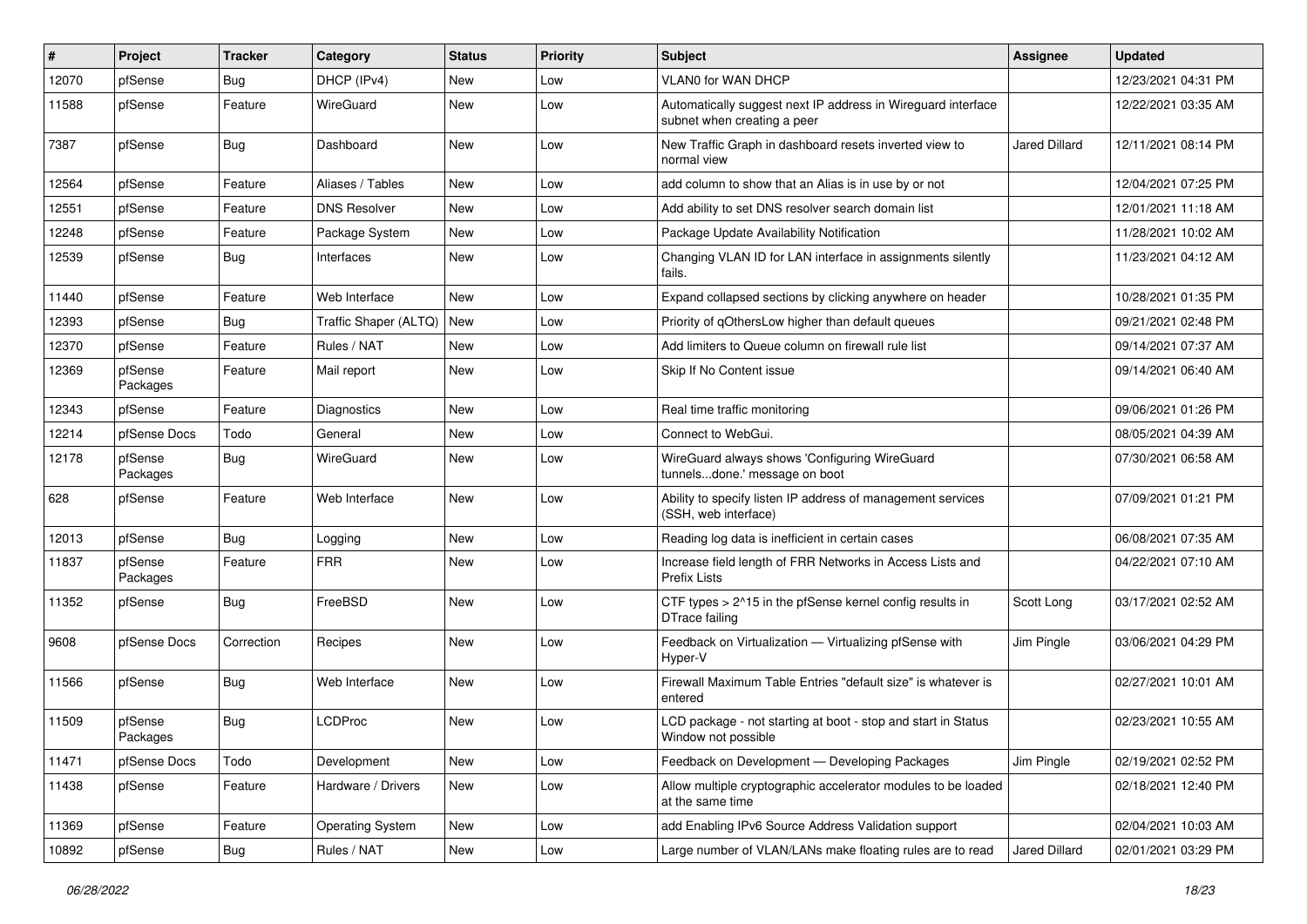| # | Project | Tracker | Category | Status | Priority | Subject | Assignee | Updated |
|---|---|---|---|---|---|---|---|---|
| 12070 | pfSense | Bug | DHCP (IPv4) | New | Low | VLAN0 for WAN DHCP | | 12/23/2021 04:31 PM |
| 11588 | pfSense | Feature | WireGuard | New | Low | Automatically suggest next IP address in Wireguard interface subnet when creating a peer | | 12/22/2021 03:35 AM |
| 7387 | pfSense | Bug | Dashboard | New | Low | New Traffic Graph in dashboard resets inverted view to normal view | Jared Dillard | 12/11/2021 08:14 PM |
| 12564 | pfSense | Feature | Aliases / Tables | New | Low | add column to show that an Alias is in use by or not | | 12/04/2021 07:25 PM |
| 12551 | pfSense | Feature | DNS Resolver | New | Low | Add ability to set DNS resolver search domain list | | 12/01/2021 11:18 AM |
| 12248 | pfSense | Feature | Package System | New | Low | Package Update Availability Notification | | 11/28/2021 10:02 AM |
| 12539 | pfSense | Bug | Interfaces | New | Low | Changing VLAN ID for LAN interface in assignments silently fails. | | 11/23/2021 04:12 AM |
| 11440 | pfSense | Feature | Web Interface | New | Low | Expand collapsed sections by clicking anywhere on header | | 10/28/2021 01:35 PM |
| 12393 | pfSense | Bug | Traffic Shaper (ALTQ) | New | Low | Priority of qOthersLow higher than default queues | | 09/21/2021 02:48 PM |
| 12370 | pfSense | Feature | Rules / NAT | New | Low | Add limiters to Queue column on firewall rule list | | 09/14/2021 07:37 AM |
| 12369 | pfSense Packages | Feature | Mail report | New | Low | Skip If No Content issue | | 09/14/2021 06:40 AM |
| 12343 | pfSense | Feature | Diagnostics | New | Low | Real time traffic monitoring | | 09/06/2021 01:26 PM |
| 12214 | pfSense Docs | Todo | General | New | Low | Connect to WebGui. | | 08/05/2021 04:39 AM |
| 12178 | pfSense Packages | Bug | WireGuard | New | Low | WireGuard always shows 'Configuring WireGuard tunnels...done.' message on boot | | 07/30/2021 06:58 AM |
| 628 | pfSense | Feature | Web Interface | New | Low | Ability to specify listen IP address of management services (SSH, web interface) | | 07/09/2021 01:21 PM |
| 12013 | pfSense | Bug | Logging | New | Low | Reading log data is inefficient in certain cases | | 06/08/2021 07:35 AM |
| 11837 | pfSense Packages | Feature | FRR | New | Low | Increase field length of FRR Networks in Access Lists and Prefix Lists | | 04/22/2021 07:10 AM |
| 11352 | pfSense | Bug | FreeBSD | New | Low | CTF types > 2^15 in the pfSense kernel config results in DTrace failing | Scott Long | 03/17/2021 02:52 AM |
| 9608 | pfSense Docs | Correction | Recipes | New | Low | Feedback on Virtualization — Virtualizing pfSense with Hyper-V | Jim Pingle | 03/06/2021 04:29 PM |
| 11566 | pfSense | Bug | Web Interface | New | Low | Firewall Maximum Table Entries "default size" is whatever is entered | | 02/27/2021 10:01 AM |
| 11509 | pfSense Packages | Bug | LCDProc | New | Low | LCD package - not starting at boot - stop and start in Status Window not possible | | 02/23/2021 10:55 AM |
| 11471 | pfSense Docs | Todo | Development | New | Low | Feedback on Development — Developing Packages | Jim Pingle | 02/19/2021 02:52 PM |
| 11438 | pfSense | Feature | Hardware / Drivers | New | Low | Allow multiple cryptographic accelerator modules to be loaded at the same time | | 02/18/2021 12:40 PM |
| 11369 | pfSense | Feature | Operating System | New | Low | add Enabling IPv6 Source Address Validation support | | 02/04/2021 10:03 AM |
| 10892 | pfSense | Bug | Rules / NAT | New | Low | Large number of VLAN/LANs make floating rules are to read | Jared Dillard | 02/01/2021 03:29 PM |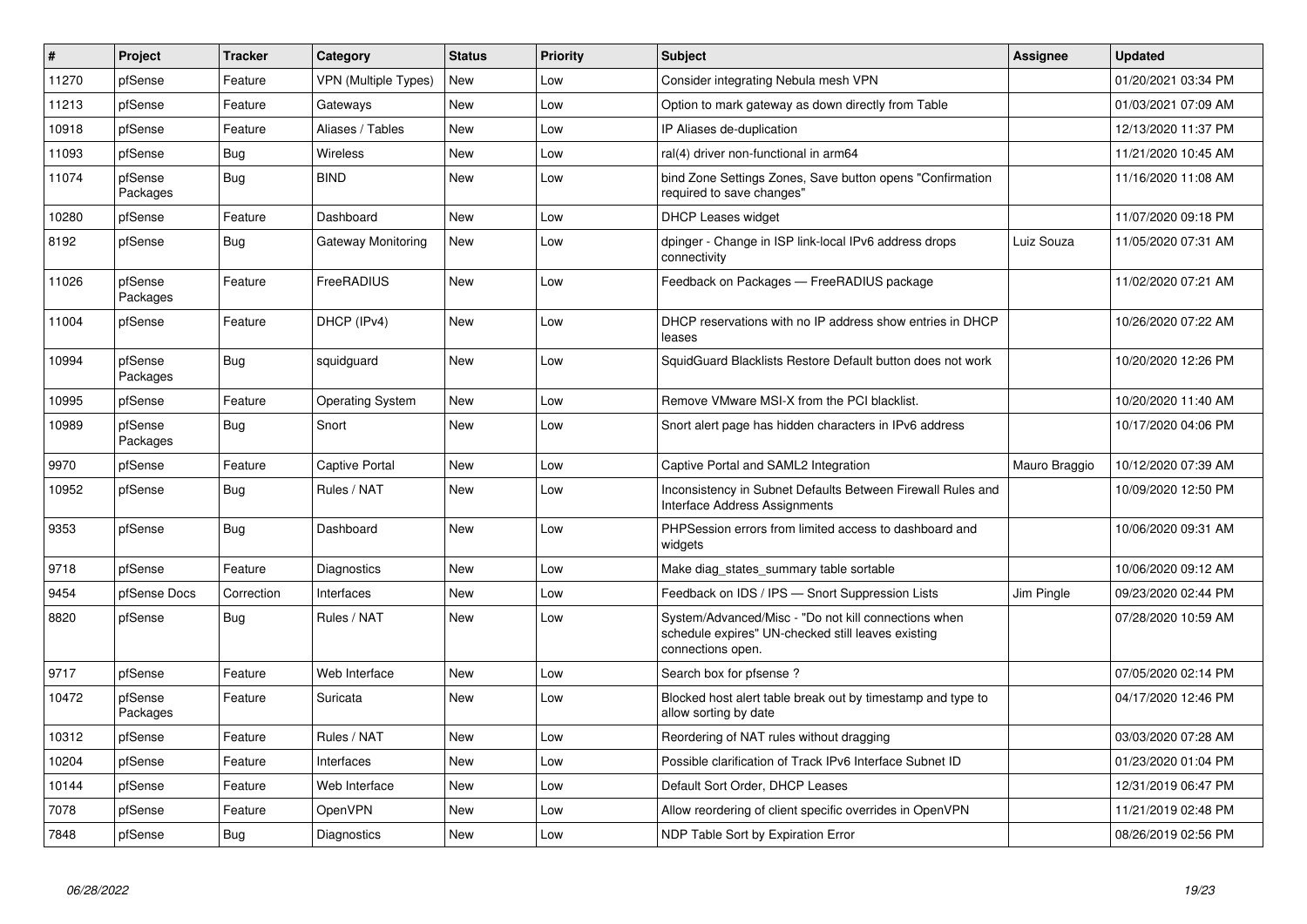| # | Project | Tracker | Category | Status | Priority | Subject | Assignee | Updated |
|---|---|---|---|---|---|---|---|---|
| 11270 | pfSense | Feature | VPN (Multiple Types) | New | Low | Consider integrating Nebula mesh VPN | | 01/20/2021 03:34 PM |
| 11213 | pfSense | Feature | Gateways | New | Low | Option to mark gateway as down directly from Table | | 01/03/2021 07:09 AM |
| 10918 | pfSense | Feature | Aliases / Tables | New | Low | IP Aliases de-duplication | | 12/13/2020 11:37 PM |
| 11093 | pfSense | Bug | Wireless | New | Low | ral(4) driver non-functional in arm64 | | 11/21/2020 10:45 AM |
| 11074 | pfSense Packages | Bug | BIND | New | Low | bind Zone Settings Zones, Save button opens "Confirmation required to save changes" | | 11/16/2020 11:08 AM |
| 10280 | pfSense | Feature | Dashboard | New | Low | DHCP Leases widget | | 11/07/2020 09:18 PM |
| 8192 | pfSense | Bug | Gateway Monitoring | New | Low | dpinger - Change in ISP link-local IPv6 address drops connectivity | Luiz Souza | 11/05/2020 07:31 AM |
| 11026 | pfSense Packages | Feature | FreeRADIUS | New | Low | Feedback on Packages — FreeRADIUS package | | 11/02/2020 07:21 AM |
| 11004 | pfSense | Feature | DHCP (IPv4) | New | Low | DHCP reservations with no IP address show entries in DHCP leases | | 10/26/2020 07:22 AM |
| 10994 | pfSense Packages | Bug | squidguard | New | Low | SquidGuard Blacklists Restore Default button does not work | | 10/20/2020 12:26 PM |
| 10995 | pfSense | Feature | Operating System | New | Low | Remove VMware MSI-X from the PCI blacklist. | | 10/20/2020 11:40 AM |
| 10989 | pfSense Packages | Bug | Snort | New | Low | Snort alert page has hidden characters in IPv6 address | | 10/17/2020 04:06 PM |
| 9970 | pfSense | Feature | Captive Portal | New | Low | Captive Portal and SAML2 Integration | Mauro Braggio | 10/12/2020 07:39 AM |
| 10952 | pfSense | Bug | Rules / NAT | New | Low | Inconsistency in Subnet Defaults Between Firewall Rules and Interface Address Assignments | | 10/09/2020 12:50 PM |
| 9353 | pfSense | Bug | Dashboard | New | Low | PHPSession errors from limited access to dashboard and widgets | | 10/06/2020 09:31 AM |
| 9718 | pfSense | Feature | Diagnostics | New | Low | Make diag_states_summary table sortable | | 10/06/2020 09:12 AM |
| 9454 | pfSense Docs | Correction | Interfaces | New | Low | Feedback on IDS / IPS — Snort Suppression Lists | Jim Pingle | 09/23/2020 02:44 PM |
| 8820 | pfSense | Bug | Rules / NAT | New | Low | System/Advanced/Misc - "Do not kill connections when schedule expires" UN-checked still leaves existing connections open. | | 07/28/2020 10:59 AM |
| 9717 | pfSense | Feature | Web Interface | New | Low | Search box for pfsense ? | | 07/05/2020 02:14 PM |
| 10472 | pfSense Packages | Feature | Suricata | New | Low | Blocked host alert table break out by timestamp and type to allow sorting by date | | 04/17/2020 12:46 PM |
| 10312 | pfSense | Feature | Rules / NAT | New | Low | Reordering of NAT rules without dragging | | 03/03/2020 07:28 AM |
| 10204 | pfSense | Feature | Interfaces | New | Low | Possible clarification of Track IPv6 Interface Subnet ID | | 01/23/2020 01:04 PM |
| 10144 | pfSense | Feature | Web Interface | New | Low | Default Sort Order, DHCP Leases | | 12/31/2019 06:47 PM |
| 7078 | pfSense | Feature | OpenVPN | New | Low | Allow reordering of client specific overrides in OpenVPN | | 11/21/2019 02:48 PM |
| 7848 | pfSense | Bug | Diagnostics | New | Low | NDP Table Sort by Expiration Error | | 08/26/2019 02:56 PM |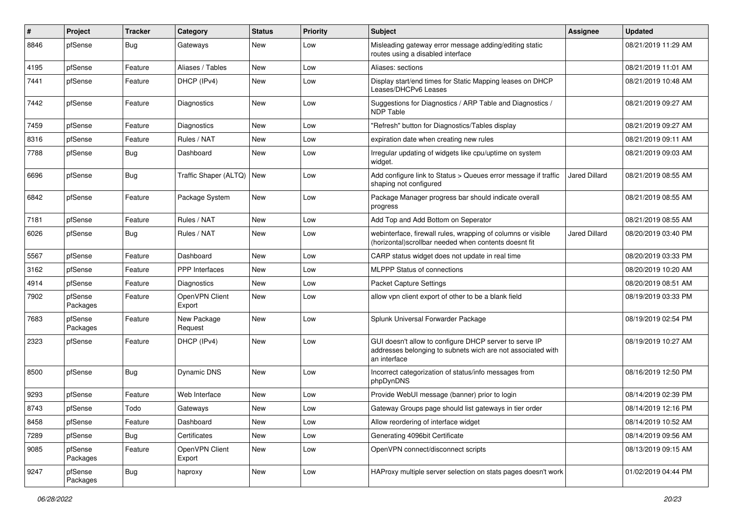| # | Project | Tracker | Category | Status | Priority | Subject | Assignee | Updated |
|---|---|---|---|---|---|---|---|---|
| 8846 | pfSense | Bug | Gateways | New | Low | Misleading gateway error message adding/editing static routes using a disabled interface | | 08/21/2019 11:29 AM |
| 4195 | pfSense | Feature | Aliases / Tables | New | Low | Aliases: sections | | 08/21/2019 11:01 AM |
| 7441 | pfSense | Feature | DHCP (IPv4) | New | Low | Display start/end times for Static Mapping leases on DHCP Leases/DHCPv6 Leases | | 08/21/2019 10:48 AM |
| 7442 | pfSense | Feature | Diagnostics | New | Low | Suggestions for Diagnostics / ARP Table and Diagnostics / NDP Table | | 08/21/2019 09:27 AM |
| 7459 | pfSense | Feature | Diagnostics | New | Low | "Refresh" button for Diagnostics/Tables display | | 08/21/2019 09:27 AM |
| 8316 | pfSense | Feature | Rules / NAT | New | Low | expiration date when creating new rules | | 08/21/2019 09:11 AM |
| 7788 | pfSense | Bug | Dashboard | New | Low | Irregular updating of widgets like cpu/uptime on system widget. | | 08/21/2019 09:03 AM |
| 6696 | pfSense | Bug | Traffic Shaper (ALTQ) | New | Low | Add configure link to Status > Queues error message if traffic shaping not configured | Jared Dillard | 08/21/2019 08:55 AM |
| 6842 | pfSense | Feature | Package System | New | Low | Package Manager progress bar should indicate overall progress | | 08/21/2019 08:55 AM |
| 7181 | pfSense | Feature | Rules / NAT | New | Low | Add Top and Add Bottom on Seperator | | 08/21/2019 08:55 AM |
| 6026 | pfSense | Bug | Rules / NAT | New | Low | webinterface, firewall rules, wrapping of columns or visible (horizontal)scrollbar needed when contents doesnt fit | Jared Dillard | 08/20/2019 03:40 PM |
| 5567 | pfSense | Feature | Dashboard | New | Low | CARP status widget does not update in real time | | 08/20/2019 03:33 PM |
| 3162 | pfSense | Feature | PPP Interfaces | New | Low | MLPPP Status of connections | | 08/20/2019 10:20 AM |
| 4914 | pfSense | Feature | Diagnostics | New | Low | Packet Capture Settings | | 08/20/2019 08:51 AM |
| 7902 | pfSense Packages | Feature | OpenVPN Client Export | New | Low | allow vpn client export of other to be a blank field | | 08/19/2019 03:33 PM |
| 7683 | pfSense Packages | Feature | New Package Request | New | Low | Splunk Universal Forwarder Package | | 08/19/2019 02:54 PM |
| 2323 | pfSense | Feature | DHCP (IPv4) | New | Low | GUI doesn't allow to configure DHCP server to serve IP addresses belonging to subnets wich are not associated with an interface | | 08/19/2019 10:27 AM |
| 8500 | pfSense | Bug | Dynamic DNS | New | Low | Incorrect categorization of status/info messages from phpDynDNS | | 08/16/2019 12:50 PM |
| 9293 | pfSense | Feature | Web Interface | New | Low | Provide WebUI message (banner) prior to login | | 08/14/2019 02:39 PM |
| 8743 | pfSense | Todo | Gateways | New | Low | Gateway Groups page should list gateways in tier order | | 08/14/2019 12:16 PM |
| 8458 | pfSense | Feature | Dashboard | New | Low | Allow reordering of interface widget | | 08/14/2019 10:52 AM |
| 7289 | pfSense | Bug | Certificates | New | Low | Generating 4096bit Certificate | | 08/14/2019 09:56 AM |
| 9085 | pfSense Packages | Feature | OpenVPN Client Export | New | Low | OpenVPN connect/disconnect scripts | | 08/13/2019 09:15 AM |
| 9247 | pfSense Packages | Bug | haproxy | New | Low | HAProxy multiple server selection on stats pages doesn't work | | 01/02/2019 04:44 PM |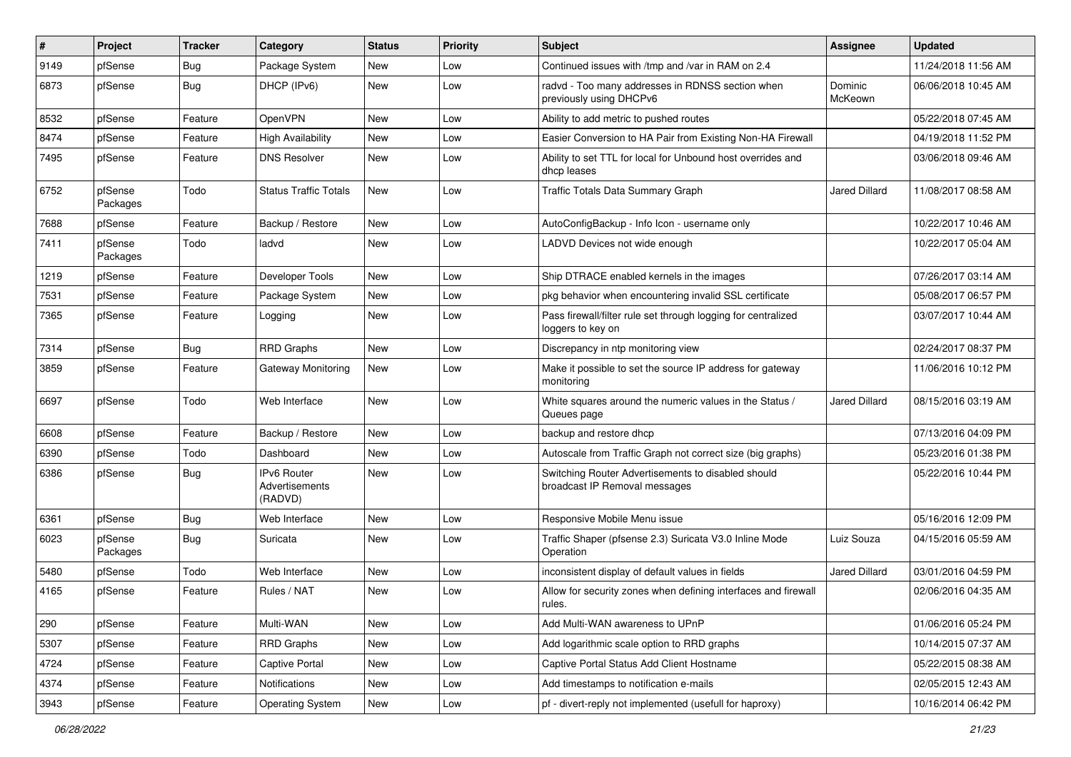| # | Project | Tracker | Category | Status | Priority | Subject | Assignee | Updated |
|---|---|---|---|---|---|---|---|---|
| 9149 | pfSense | Bug | Package System | New | Low | Continued issues with /tmp and /var in RAM on 2.4 | | 11/24/2018 11:56 AM |
| 6873 | pfSense | Bug | DHCP (IPv6) | New | Low | radvd - Too many addresses in RDNSS section when previously using DHCPv6 | Dominic McKeown | 06/06/2018 10:45 AM |
| 8532 | pfSense | Feature | OpenVPN | New | Low | Ability to add metric to pushed routes | | 05/22/2018 07:45 AM |
| 8474 | pfSense | Feature | High Availability | New | Low | Easier Conversion to HA Pair from Existing Non-HA Firewall | | 04/19/2018 11:52 PM |
| 7495 | pfSense | Feature | DNS Resolver | New | Low | Ability to set TTL for local for Unbound host overrides and dhcp leases | | 03/06/2018 09:46 AM |
| 6752 | pfSense Packages | Todo | Status Traffic Totals | New | Low | Traffic Totals Data Summary Graph | Jared Dillard | 11/08/2017 08:58 AM |
| 7688 | pfSense | Feature | Backup / Restore | New | Low | AutoConfigBackup - Info Icon - username only | | 10/22/2017 10:46 AM |
| 7411 | pfSense Packages | Todo | ladvd | New | Low | LADVD Devices not wide enough | | 10/22/2017 05:04 AM |
| 1219 | pfSense | Feature | Developer Tools | New | Low | Ship DTRACE enabled kernels in the images | | 07/26/2017 03:14 AM |
| 7531 | pfSense | Feature | Package System | New | Low | pkg behavior when encountering invalid SSL certificate | | 05/08/2017 06:57 PM |
| 7365 | pfSense | Feature | Logging | New | Low | Pass firewall/filter rule set through logging for centralized loggers to key on | | 03/07/2017 10:44 AM |
| 7314 | pfSense | Bug | RRD Graphs | New | Low | Discrepancy in ntp monitoring view | | 02/24/2017 08:37 PM |
| 3859 | pfSense | Feature | Gateway Monitoring | New | Low | Make it possible to set the source IP address for gateway monitoring | | 11/06/2016 10:12 PM |
| 6697 | pfSense | Todo | Web Interface | New | Low | White squares around the numeric values in the Status / Queues page | Jared Dillard | 08/15/2016 03:19 AM |
| 6608 | pfSense | Feature | Backup / Restore | New | Low | backup and restore dhcp | | 07/13/2016 04:09 PM |
| 6390 | pfSense | Todo | Dashboard | New | Low | Autoscale from Traffic Graph not correct size (big graphs) | | 05/23/2016 01:38 PM |
| 6386 | pfSense | Bug | IPv6 Router Advertisements (RADVD) | New | Low | Switching Router Advertisements to disabled should broadcast IP Removal messages | | 05/22/2016 10:44 PM |
| 6361 | pfSense | Bug | Web Interface | New | Low | Responsive Mobile Menu issue | | 05/16/2016 12:09 PM |
| 6023 | pfSense Packages | Bug | Suricata | New | Low | Traffic Shaper (pfsense 2.3) Suricata V3.0 Inline Mode Operation | Luiz Souza | 04/15/2016 05:59 AM |
| 5480 | pfSense | Todo | Web Interface | New | Low | inconsistent display of default values in fields | Jared Dillard | 03/01/2016 04:59 PM |
| 4165 | pfSense | Feature | Rules / NAT | New | Low | Allow for security zones when defining interfaces and firewall rules. | | 02/06/2016 04:35 AM |
| 290 | pfSense | Feature | Multi-WAN | New | Low | Add Multi-WAN awareness to UPnP | | 01/06/2016 05:24 PM |
| 5307 | pfSense | Feature | RRD Graphs | New | Low | Add logarithmic scale option to RRD graphs | | 10/14/2015 07:37 AM |
| 4724 | pfSense | Feature | Captive Portal | New | Low | Captive Portal Status Add Client Hostname | | 05/22/2015 08:38 AM |
| 4374 | pfSense | Feature | Notifications | New | Low | Add timestamps to notification e-mails | | 02/05/2015 12:43 AM |
| 3943 | pfSense | Feature | Operating System | New | Low | pf - divert-reply not implemented (usefull for haproxy) | | 10/16/2014 06:42 PM |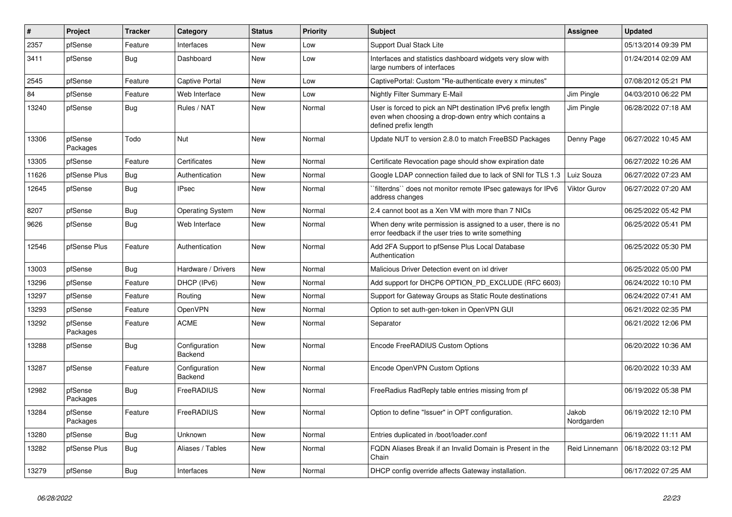| # | Project | Tracker | Category | Status | Priority | Subject | Assignee | Updated |
|---|---|---|---|---|---|---|---|---|
| 2357 | pfSense | Feature | Interfaces | New | Low | Support Dual Stack Lite | | 05/13/2014 09:39 PM |
| 3411 | pfSense | Bug | Dashboard | New | Low | Interfaces and statistics dashboard widgets very slow with large numbers of interfaces | | 01/24/2014 02:09 AM |
| 2545 | pfSense | Feature | Captive Portal | New | Low | CaptivePortal: Custom "Re-authenticate every x minutes" | | 07/08/2012 05:21 PM |
| 84 | pfSense | Feature | Web Interface | New | Low | Nightly Filter Summary E-Mail | Jim Pingle | 04/03/2010 06:22 PM |
| 13240 | pfSense | Bug | Rules / NAT | New | Normal | User is forced to pick an NPt destination IPv6 prefix length even when choosing a drop-down entry which contains a defined prefix length | Jim Pingle | 06/28/2022 07:18 AM |
| 13306 | pfSense Packages | Todo | Nut | New | Normal | Update NUT to version 2.8.0 to match FreeBSD Packages | Denny Page | 06/27/2022 10:45 AM |
| 13305 | pfSense | Feature | Certificates | New | Normal | Certificate Revocation page should show expiration date | | 06/27/2022 10:26 AM |
| 11626 | pfSense Plus | Bug | Authentication | New | Normal | Google LDAP connection failed due to lack of SNI for TLS 1.3 | Luiz Souza | 06/27/2022 07:23 AM |
| 12645 | pfSense | Bug | IPsec | New | Normal | ``filterdns`` does not monitor remote IPsec gateways for IPv6 address changes | Viktor Gurov | 06/27/2022 07:20 AM |
| 8207 | pfSense | Bug | Operating System | New | Normal | 2.4 cannot boot as a Xen VM with more than 7 NICs | | 06/25/2022 05:42 PM |
| 9626 | pfSense | Bug | Web Interface | New | Normal | When deny write permission is assigned to a user, there is no error feedback if the user tries to write something | | 06/25/2022 05:41 PM |
| 12546 | pfSense Plus | Feature | Authentication | New | Normal | Add 2FA Support to pfSense Plus Local Database Authentication | | 06/25/2022 05:30 PM |
| 13003 | pfSense | Bug | Hardware / Drivers | New | Normal | Malicious Driver Detection event on ixl driver | | 06/25/2022 05:00 PM |
| 13296 | pfSense | Feature | DHCP (IPv6) | New | Normal | Add support for DHCP6 OPTION_PD_EXCLUDE (RFC 6603) | | 06/24/2022 10:10 PM |
| 13297 | pfSense | Feature | Routing | New | Normal | Support for Gateway Groups as Static Route destinations | | 06/24/2022 07:41 AM |
| 13293 | pfSense | Feature | OpenVPN | New | Normal | Option to set auth-gen-token in OpenVPN GUI | | 06/21/2022 02:35 PM |
| 13292 | pfSense Packages | Feature | ACME | New | Normal | Separator | | 06/21/2022 12:06 PM |
| 13288 | pfSense | Bug | Configuration Backend | New | Normal | Encode FreeRADIUS Custom Options | | 06/20/2022 10:36 AM |
| 13287 | pfSense | Feature | Configuration Backend | New | Normal | Encode OpenVPN Custom Options | | 06/20/2022 10:33 AM |
| 12982 | pfSense Packages | Bug | FreeRADIUS | New | Normal | FreeRadius RadReply table entries missing from pf | | 06/19/2022 05:38 PM |
| 13284 | pfSense Packages | Feature | FreeRADIUS | New | Normal | Option to define "Issuer" in OPT configuration. | Jakob Nordgarden | 06/19/2022 12:10 PM |
| 13280 | pfSense | Bug | Unknown | New | Normal | Entries duplicated in /boot/loader.conf | | 06/19/2022 11:11 AM |
| 13282 | pfSense Plus | Bug | Aliases / Tables | New | Normal | FQDN Aliases Break if an Invalid Domain is Present in the Chain | Reid Linnemann | 06/18/2022 03:12 PM |
| 13279 | pfSense | Bug | Interfaces | New | Normal | DHCP config override affects Gateway installation. | | 06/17/2022 07:25 AM |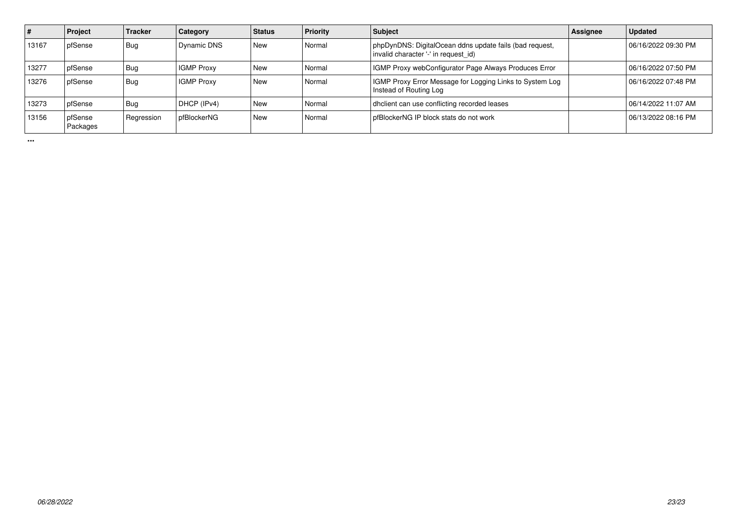| # | Project | Tracker | Category | Status | Priority | Subject | Assignee | Updated |
|---|---|---|---|---|---|---|---|---|
| 13167 | pfSense | Bug | Dynamic DNS | New | Normal | phpDynDNS: DigitalOcean ddns update fails (bad request, invalid character '-' in request_id) | | 06/16/2022 09:30 PM |
| 13277 | pfSense | Bug | IGMP Proxy | New | Normal | IGMP Proxy webConfigurator Page Always Produces Error | | 06/16/2022 07:50 PM |
| 13276 | pfSense | Bug | IGMP Proxy | New | Normal | IGMP Proxy Error Message for Logging Links to System Log Instead of Routing Log | | 06/16/2022 07:48 PM |
| 13273 | pfSense | Bug | DHCP (IPv4) | New | Normal | dhclient can use conflicting recorded leases | | 06/14/2022 11:07 AM |
| 13156 | pfSense Packages | Regression | pfBlockerNG | New | Normal | pfBlockerNG IP block stats do not work | | 06/13/2022 08:16 PM |

...